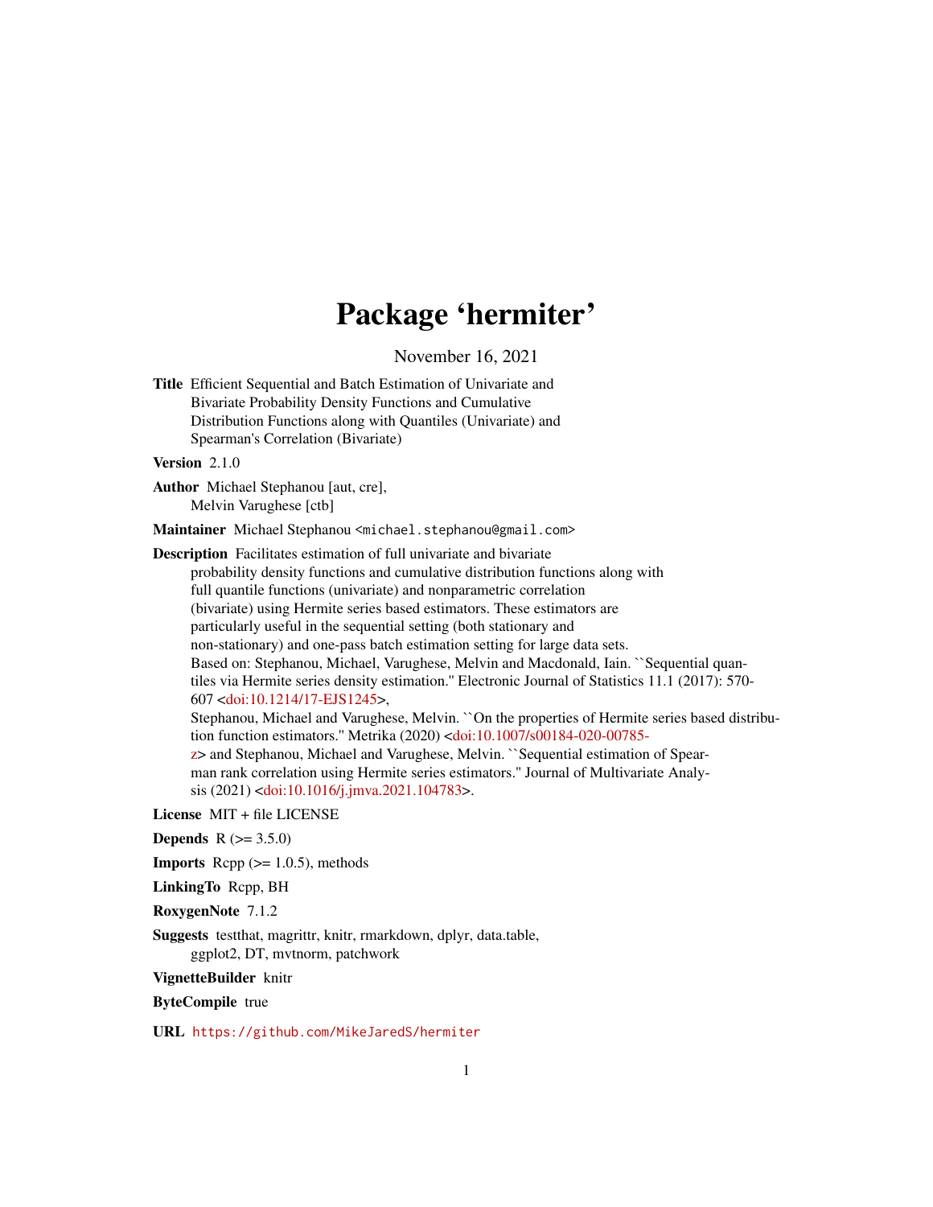# Package 'hermiter'

November 16, 2021

**Title** Efficient Sequential and Batch Estimation of Univariate and Bivariate Probability Density Functions and Cumulative Distribution Functions along with Quantiles (Univariate) and Spearman's Correlation (Bivariate)

**Version** 2.1.0

**Author** Michael Stephanou [aut, cre], Melvin Varughese [ctb]

**Maintainer** Michael Stephanou <michael.stephanou@gmail.com>

**Description** Facilitates estimation of full univariate and bivariate probability density functions and cumulative distribution functions along with full quantile functions (univariate) and nonparametric correlation (bivariate) using Hermite series based estimators. These estimators are particularly useful in the sequential setting (both stationary and non-stationary) and one-pass batch estimation setting for large data sets. Based on: Stephanou, Michael, Varughese, Melvin and Macdonald, Iain. ``Sequential quantiles via Hermite series density estimation.'' Electronic Journal of Statistics 11.1 (2017): 570-607 <doi:10.1214/17-EJS1245>, Stephanou, Michael and Varughese, Melvin. ``On the properties of Hermite series based distribution function estimators.'' Metrika (2020) <doi:10.1007/s00184-020-00785-z> and Stephanou, Michael and Varughese, Melvin. ``Sequential estimation of Spearman rank correlation using Hermite series estimators.'' Journal of Multivariate Analysis (2021) <doi:10.1016/j.jmva.2021.104783>.

**License** MIT + file LICENSE

**Depends** R (>= 3.5.0)

**Imports** Rcpp (>= 1.0.5), methods

**LinkingTo** Rcpp, BH

**RoxygenNote** 7.1.2

**Suggests** testthat, magrittr, knitr, rmarkdown, dplyr, data.table, ggplot2, DT, mvtnorm, patchwork

**VignetteBuilder** knitr

**ByteCompile** true

**URL** https://github.com/MikeJaredS/hermiter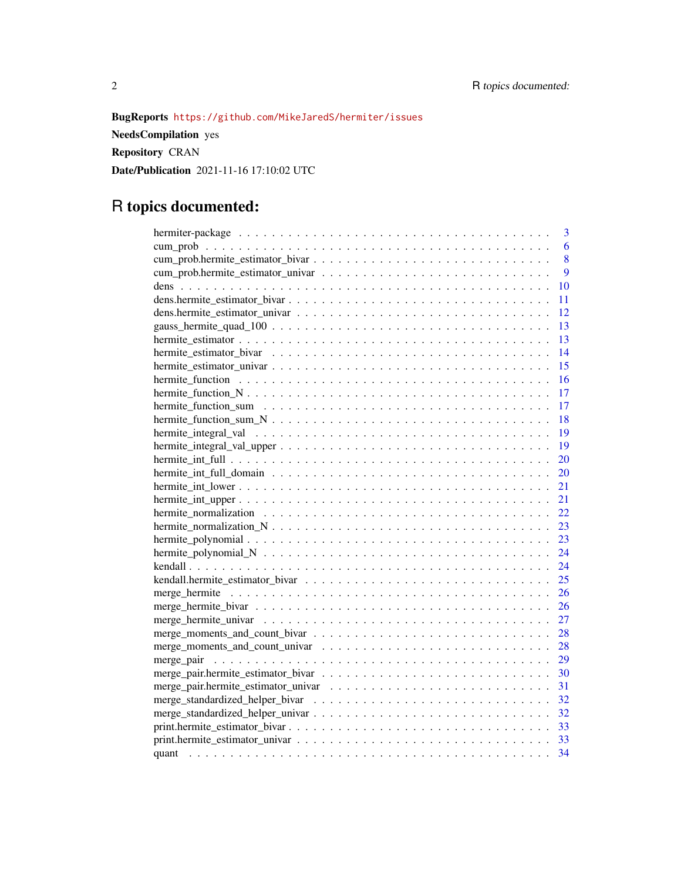**BugReports** https://github.com/MikeJaredS/hermiter/issues

**NeedsCompilation** yes

**Repository** CRAN

**Date/Publication** 2021-11-16 17:10:02 UTC

# R topics documented:

hermiter-package . . . . . . . . . . . . . . . . . . . . . . . . . . . . . . . . . . . . . . 3
cum_prob . . . . . . . . . . . . . . . . . . . . . . . . . . . . . . . . . . . . . . . . . . 6
cum_prob.hermite_estimator_bivar . . . . . . . . . . . . . . . . . . . . . . . . . . . . 8
cum_prob.hermite_estimator_univar . . . . . . . . . . . . . . . . . . . . . . . . . . . 9
dens . . . . . . . . . . . . . . . . . . . . . . . . . . . . . . . . . . . . . . . . . . . . 10
dens.hermite_estimator_bivar . . . . . . . . . . . . . . . . . . . . . . . . . . . . . . 11
dens.hermite_estimator_univar . . . . . . . . . . . . . . . . . . . . . . . . . . . . . 12
gauss_hermite_quad_100 . . . . . . . . . . . . . . . . . . . . . . . . . . . . . . . . . 13
hermite_estimator . . . . . . . . . . . . . . . . . . . . . . . . . . . . . . . . . . . . 13
hermite_estimator_bivar . . . . . . . . . . . . . . . . . . . . . . . . . . . . . . . . . 14
hermite_estimator_univar . . . . . . . . . . . . . . . . . . . . . . . . . . . . . . . . 15
hermite_function . . . . . . . . . . . . . . . . . . . . . . . . . . . . . . . . . . . . . 16
hermite_function_N . . . . . . . . . . . . . . . . . . . . . . . . . . . . . . . . . . . . 17
hermite_function_sum . . . . . . . . . . . . . . . . . . . . . . . . . . . . . . . . . . . 17
hermite_function_sum_N . . . . . . . . . . . . . . . . . . . . . . . . . . . . . . . . . 18
hermite_integral_val . . . . . . . . . . . . . . . . . . . . . . . . . . . . . . . . . . . 19
hermite_integral_val_upper . . . . . . . . . . . . . . . . . . . . . . . . . . . . . . . . 19
hermite_int_full . . . . . . . . . . . . . . . . . . . . . . . . . . . . . . . . . . . . . . 20
hermite_int_full_domain . . . . . . . . . . . . . . . . . . . . . . . . . . . . . . . . . 20
hermite_int_lower . . . . . . . . . . . . . . . . . . . . . . . . . . . . . . . . . . . . . 21
hermite_int_upper . . . . . . . . . . . . . . . . . . . . . . . . . . . . . . . . . . . . . 21
hermite_normalization . . . . . . . . . . . . . . . . . . . . . . . . . . . . . . . . . . . 22
hermite_normalization_N . . . . . . . . . . . . . . . . . . . . . . . . . . . . . . . . . 23
hermite_polynomial . . . . . . . . . . . . . . . . . . . . . . . . . . . . . . . . . . . . 23
hermite_polynomial_N . . . . . . . . . . . . . . . . . . . . . . . . . . . . . . . . . . . 24
kendall . . . . . . . . . . . . . . . . . . . . . . . . . . . . . . . . . . . . . . . . . . . 24
kendall.hermite_estimator_bivar . . . . . . . . . . . . . . . . . . . . . . . . . . . . . 25
merge_hermite . . . . . . . . . . . . . . . . . . . . . . . . . . . . . . . . . . . . . . . 26
merge_hermite_bivar . . . . . . . . . . . . . . . . . . . . . . . . . . . . . . . . . . . . 26
merge_hermite_univar . . . . . . . . . . . . . . . . . . . . . . . . . . . . . . . . . . . 27
merge_moments_and_count_bivar . . . . . . . . . . . . . . . . . . . . . . . . . . . . . 28
merge_moments_and_count_univar . . . . . . . . . . . . . . . . . . . . . . . . . . . . 28
merge_pair . . . . . . . . . . . . . . . . . . . . . . . . . . . . . . . . . . . . . . . . . 29
merge_pair.hermite_estimator_bivar . . . . . . . . . . . . . . . . . . . . . . . . . . . 30
merge_pair.hermite_estimator_univar . . . . . . . . . . . . . . . . . . . . . . . . . . 31
merge_standardized_helper_bivar . . . . . . . . . . . . . . . . . . . . . . . . . . . . 32
merge_standardized_helper_univar . . . . . . . . . . . . . . . . . . . . . . . . . . . . 32
print.hermite_estimator_bivar . . . . . . . . . . . . . . . . . . . . . . . . . . . . . . 33
print.hermite_estimator_univar . . . . . . . . . . . . . . . . . . . . . . . . . . . . . 33
quant . . . . . . . . . . . . . . . . . . . . . . . . . . . . . . . . . . . . . . . . . . . . 34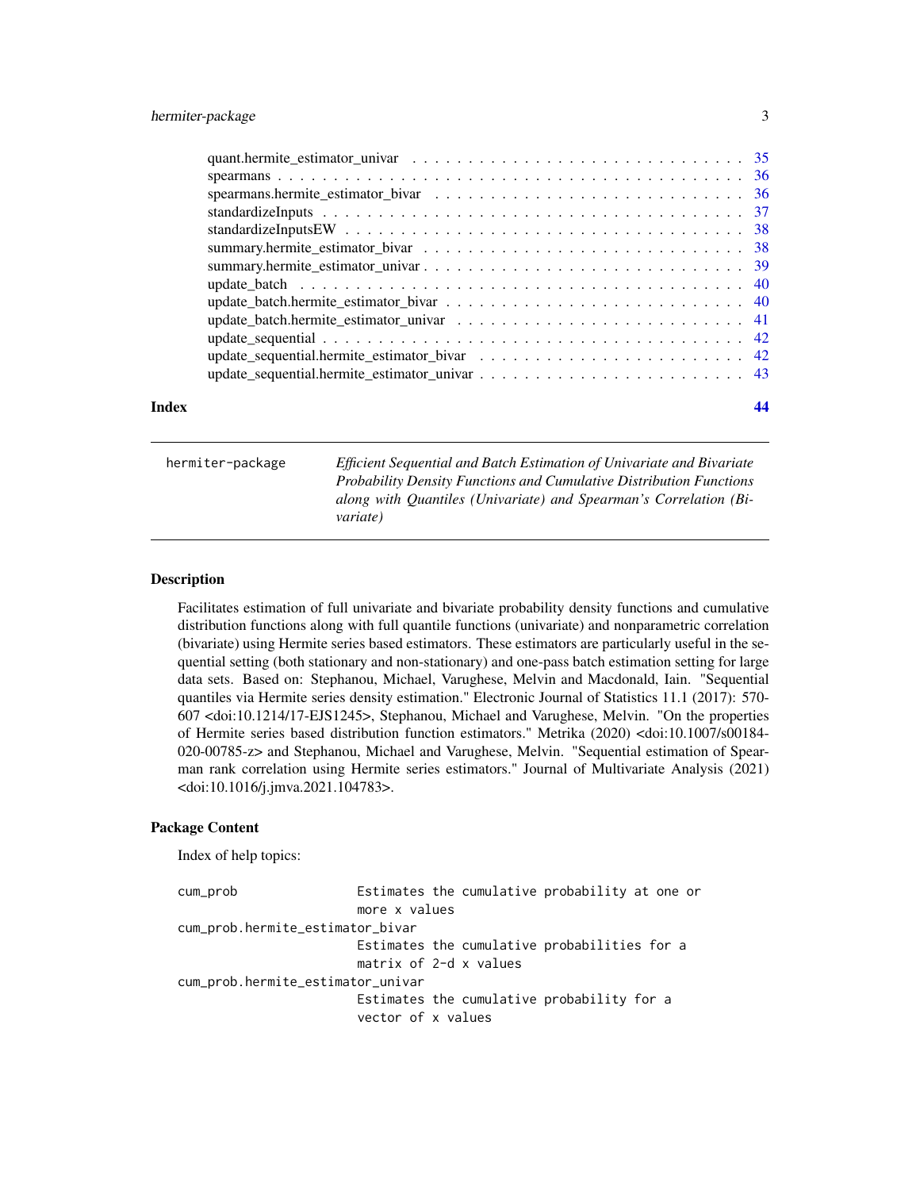| | |
|---|---|
| quant.hermite_estimator_univar | 35 |
| spearmans | 36 |
| spearmans.hermite_estimator_bivar | 36 |
| standardizeInputs | 37 |
| standardizeInputsEW | 38 |
| summary.hermite_estimator_bivar | 38 |
| summary.hermite_estimator_univar | 39 |
| update_batch | 40 |
| update_batch.hermite_estimator_bivar | 40 |
| update_batch.hermite_estimator_univar | 41 |
| update_sequential | 42 |
| update_sequential.hermite_estimator_bivar | 42 |
| update_sequential.hermite_estimator_univar | 43 |

**Index** 44

---

`hermiter-package` *Efficient Sequential and Batch Estimation of Univariate and Bivariate Probability Density Functions and Cumulative Distribution Functions along with Quantiles (Univariate) and Spearman's Correlation (Bivariate)*

---

## Description

Facilitates estimation of full univariate and bivariate probability density functions and cumulative distribution functions along with full quantile functions (univariate) and nonparametric correlation (bivariate) using Hermite series based estimators. These estimators are particularly useful in the sequential setting (both stationary and non-stationary) and one-pass batch estimation setting for large data sets. Based on: Stephanou, Michael, Varughese, Melvin and Macdonald, Iain. "Sequential quantiles via Hermite series density estimation." Electronic Journal of Statistics 11.1 (2017): 570-607 <doi:10.1214/17-EJS1245>, Stephanou, Michael and Varughese, Melvin. "On the properties of Hermite series based distribution function estimators." Metrika (2020) <doi:10.1007/s00184-020-00785-z> and Stephanou, Michael and Varughese, Melvin. "Sequential estimation of Spearman rank correlation using Hermite series estimators." Journal of Multivariate Analysis (2021) <doi:10.1016/j.jmva.2021.104783>.

## Package Content

Index of help topics:

```
cum_prob                Estimates the cumulative probability at one or
                        more x values
cum_prob.hermite_estimator_bivar
                        Estimates the cumulative probabilities for a
                        matrix of 2-d x values
cum_prob.hermite_estimator_univar
                        Estimates the cumulative probability for a
                        vector of x values
```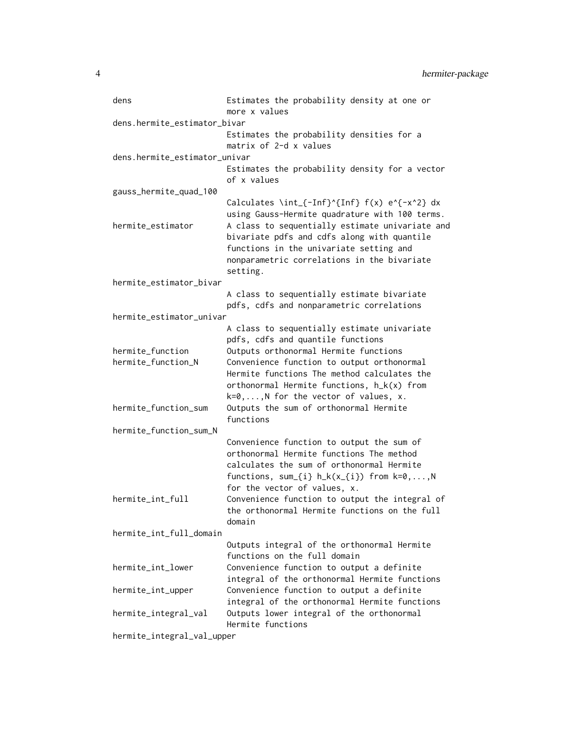| | |
|---|---|
| dens | Estimates the probability density at one or more x values |
| dens.hermite_estimator_bivar | Estimates the probability densities for a matrix of 2-d x values |
| dens.hermite_estimator_univar | Estimates the probability density for a vector of x values |
| gauss_hermite_quad_100 | Calculates \int_{-Inf}^{Inf} f(x) e^{-x^2} dx using Gauss-Hermite quadrature with 100 terms. |
| hermite_estimator | A class to sequentially estimate univariate and bivariate pdfs and cdfs along with quantile functions in the univariate setting and nonparametric correlations in the bivariate setting. |
| hermite_estimator_bivar | A class to sequentially estimate bivariate pdfs, cdfs and nonparametric correlations |
| hermite_estimator_univar | A class to sequentially estimate univariate pdfs, cdfs and quantile functions |
| hermite_function | Outputs orthonormal Hermite functions |
| hermite_function_N | Convenience function to output orthonormal Hermite functions The method calculates the orthonormal Hermite functions, h_k(x) from k=0,...,N for the vector of values, x. |
| hermite_function_sum | Outputs the sum of orthonormal Hermite functions |
| hermite_function_sum_N | Convenience function to output the sum of orthonormal Hermite functions The method calculates the sum of orthonormal Hermite functions, sum_{i} h_k(x_{i}) from k=0,...,N for the vector of values, x. |
| hermite_int_full | Convenience function to output the integral of the orthonormal Hermite functions on the full domain |
| hermite_int_full_domain | Outputs integral of the orthonormal Hermite functions on the full domain |
| hermite_int_lower | Convenience function to output a definite integral of the orthonormal Hermite functions |
| hermite_int_upper | Convenience function to output a definite integral of the orthonormal Hermite functions |
| hermite_integral_val | Outputs lower integral of the orthonormal Hermite functions |
| hermite_integral_val_upper | |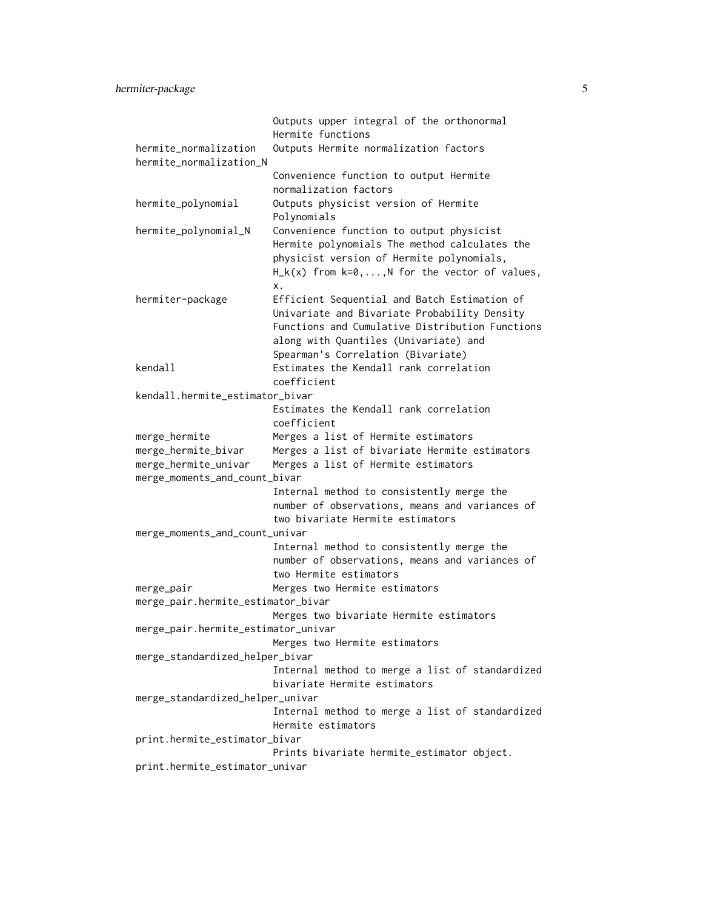| | |
|---|---|
| | Outputs upper integral of the orthonormal Hermite functions |
| hermite_normalization | Outputs Hermite normalization factors |
| hermite_normalization_N | Convenience function to output Hermite normalization factors |
| hermite_polynomial | Outputs physicist version of Hermite Polynomials |
| hermite_polynomial_N | Convenience function to output physicist Hermite polynomials The method calculates the physicist version of Hermite polynomials, H_k(x) from k=0,...,N for the vector of values, x. |
| hermiter-package | Efficient Sequential and Batch Estimation of Univariate and Bivariate Probability Density Functions and Cumulative Distribution Functions along with Quantiles (Univariate) and Spearman's Correlation (Bivariate) |
| kendall | Estimates the Kendall rank correlation coefficient |
| kendall.hermite_estimator_bivar | Estimates the Kendall rank correlation coefficient |
| merge_hermite | Merges a list of Hermite estimators |
| merge_hermite_bivar | Merges a list of bivariate Hermite estimators |
| merge_hermite_univar | Merges a list of Hermite estimators |
| merge_moments_and_count_bivar | Internal method to consistently merge the number of observations, means and variances of two bivariate Hermite estimators |
| merge_moments_and_count_univar | Internal method to consistently merge the number of observations, means and variances of two Hermite estimators |
| merge_pair | Merges two Hermite estimators |
| merge_pair.hermite_estimator_bivar | Merges two bivariate Hermite estimators |
| merge_pair.hermite_estimator_univar | Merges two Hermite estimators |
| merge_standardized_helper_bivar | Internal method to merge a list of standardized bivariate Hermite estimators |
| merge_standardized_helper_univar | Internal method to merge a list of standardized Hermite estimators |
| print.hermite_estimator_bivar | Prints bivariate hermite_estimator object. |
| print.hermite_estimator_univar | |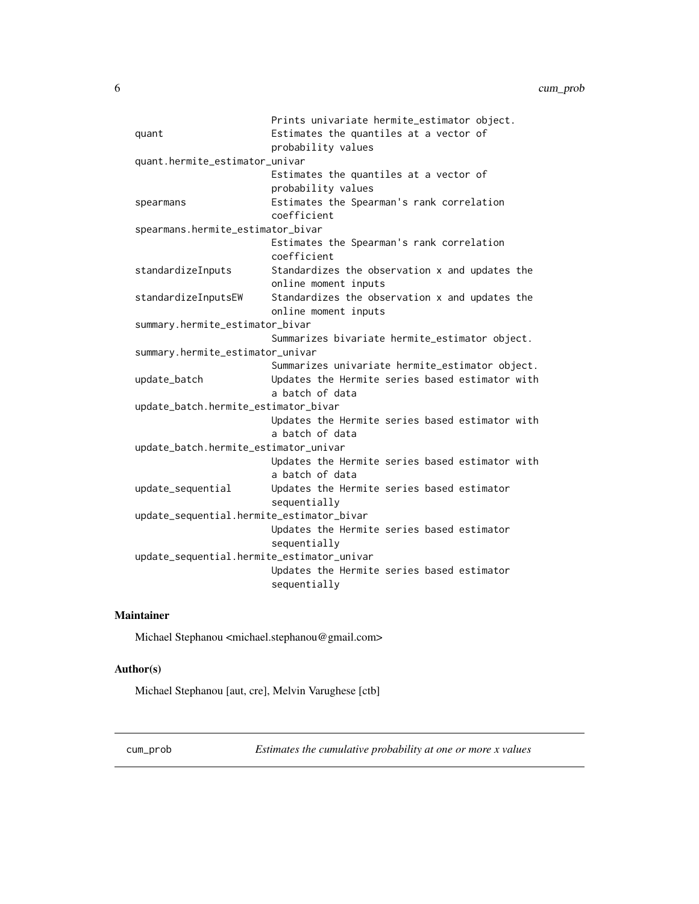| | |
|---|---|
| | Prints univariate hermite_estimator object. |
| quant | Estimates the quantiles at a vector of probability values |
| quant.hermite_estimator_univar | Estimates the quantiles at a vector of probability values |
| spearmans | Estimates the Spearman's rank correlation coefficient |
| spearmans.hermite_estimator_bivar | Estimates the Spearman's rank correlation coefficient |
| standardizeInputs | Standardizes the observation x and updates the online moment inputs |
| standardizeInputsEW | Standardizes the observation x and updates the online moment inputs |
| summary.hermite_estimator_bivar | Summarizes bivariate hermite_estimator object. |
| summary.hermite_estimator_univar | Summarizes univariate hermite_estimator object. |
| update_batch | Updates the Hermite series based estimator with a batch of data |
| update_batch.hermite_estimator_bivar | Updates the Hermite series based estimator with a batch of data |
| update_batch.hermite_estimator_univar | Updates the Hermite series based estimator with a batch of data |
| update_sequential | Updates the Hermite series based estimator sequentially |
| update_sequential.hermite_estimator_bivar | Updates the Hermite series based estimator sequentially |
| update_sequential.hermite_estimator_univar | Updates the Hermite series based estimator sequentially |

### Maintainer

Michael Stephanou <michael.stephanou@gmail.com>

### Author(s)

Michael Stephanou [aut, cre], Melvin Varughese [ctb]

---

## cum_prob — *Estimates the cumulative probability at one or more x values*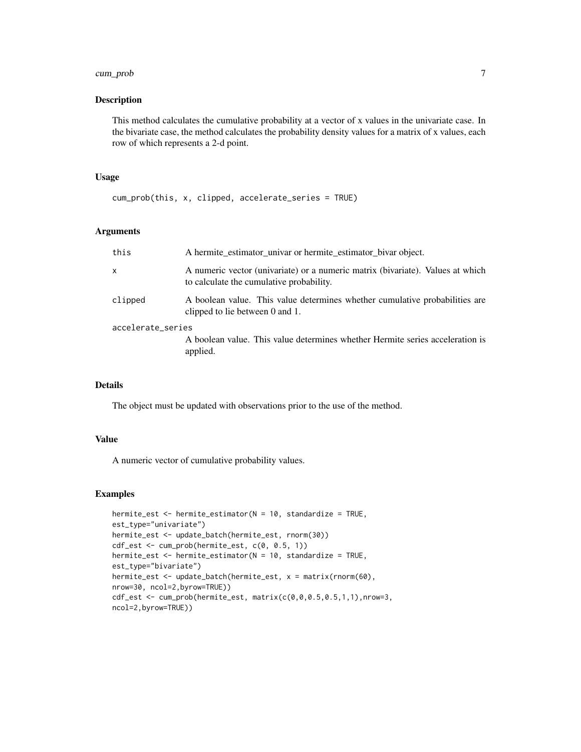### Description

This method calculates the cumulative probability at a vector of x values in the univariate case. In the bivariate case, the method calculates the probability density values for a matrix of x values, each row of which represents a 2-d point.

### Usage

```
cum_prob(this, x, clipped, accelerate_series = TRUE)
```

### Arguments

| | |
|---|---|
| this | A hermite_estimator_univar or hermite_estimator_bivar object. |
| x | A numeric vector (univariate) or a numeric matrix (bivariate). Values at which to calculate the cumulative probability. |
| clipped | A boolean value. This value determines whether cumulative probabilities are clipped to lie between 0 and 1. |
| accelerate_series | A boolean value. This value determines whether Hermite series acceleration is applied. |

### Details

The object must be updated with observations prior to the use of the method.

### Value

A numeric vector of cumulative probability values.

### Examples

```
hermite_est <- hermite_estimator(N = 10, standardize = TRUE,
est_type="univariate")
hermite_est <- update_batch(hermite_est, rnorm(30))
cdf_est <- cum_prob(hermite_est, c(0, 0.5, 1))
hermite_est <- hermite_estimator(N = 10, standardize = TRUE,
est_type="bivariate")
hermite_est <- update_batch(hermite_est, x = matrix(rnorm(60),
nrow=30, ncol=2,byrow=TRUE))
cdf_est <- cum_prob(hermite_est, matrix(c(0,0,0.5,0.5,1,1),nrow=3,
ncol=2,byrow=TRUE))
```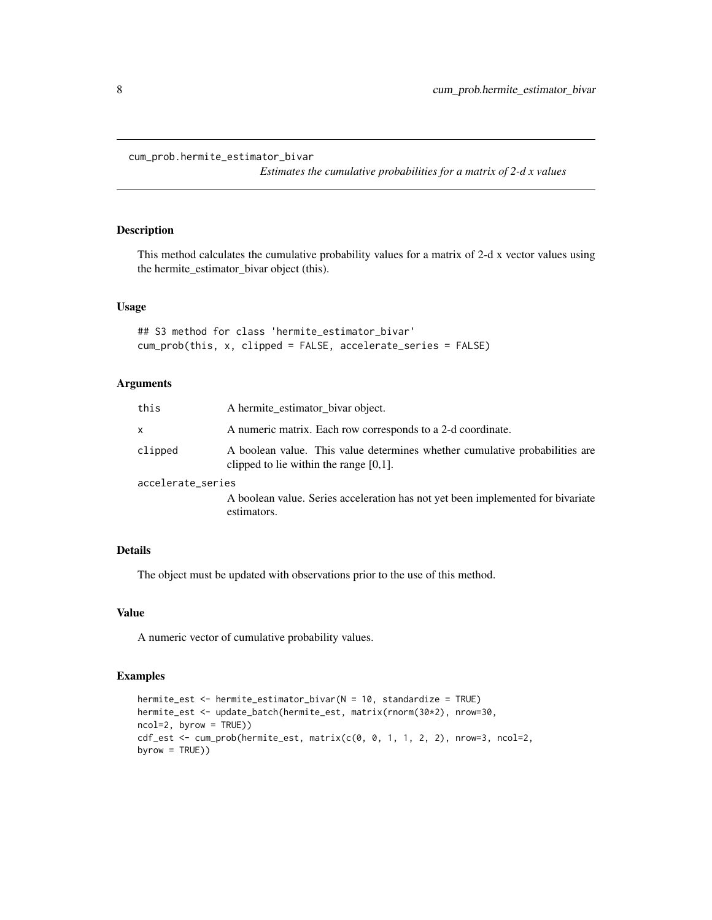## cum_prob.hermite_estimator_bivar

*Estimates the cumulative probabilities for a matrix of 2-d x values*

### Description

This method calculates the cumulative probability values for a matrix of 2-d x vector values using the hermite_estimator_bivar object (this).

### Usage

```
## S3 method for class 'hermite_estimator_bivar'
cum_prob(this, x, clipped = FALSE, accelerate_series = FALSE)
```

### Arguments

| | |
|---|---|
| this | A hermite_estimator_bivar object. |
| x | A numeric matrix. Each row corresponds to a 2-d coordinate. |
| clipped | A boolean value. This value determines whether cumulative probabilities are clipped to lie within the range [0,1]. |
| accelerate_series | A boolean value. Series acceleration has not yet been implemented for bivariate estimators. |

### Details

The object must be updated with observations prior to the use of this method.

### Value

A numeric vector of cumulative probability values.

### Examples

```
hermite_est <- hermite_estimator_bivar(N = 10, standardize = TRUE)
hermite_est <- update_batch(hermite_est, matrix(rnorm(30*2), nrow=30,
ncol=2, byrow = TRUE))
cdf_est <- cum_prob(hermite_est, matrix(c(0, 0, 1, 1, 2, 2), nrow=3, ncol=2,
byrow = TRUE))
```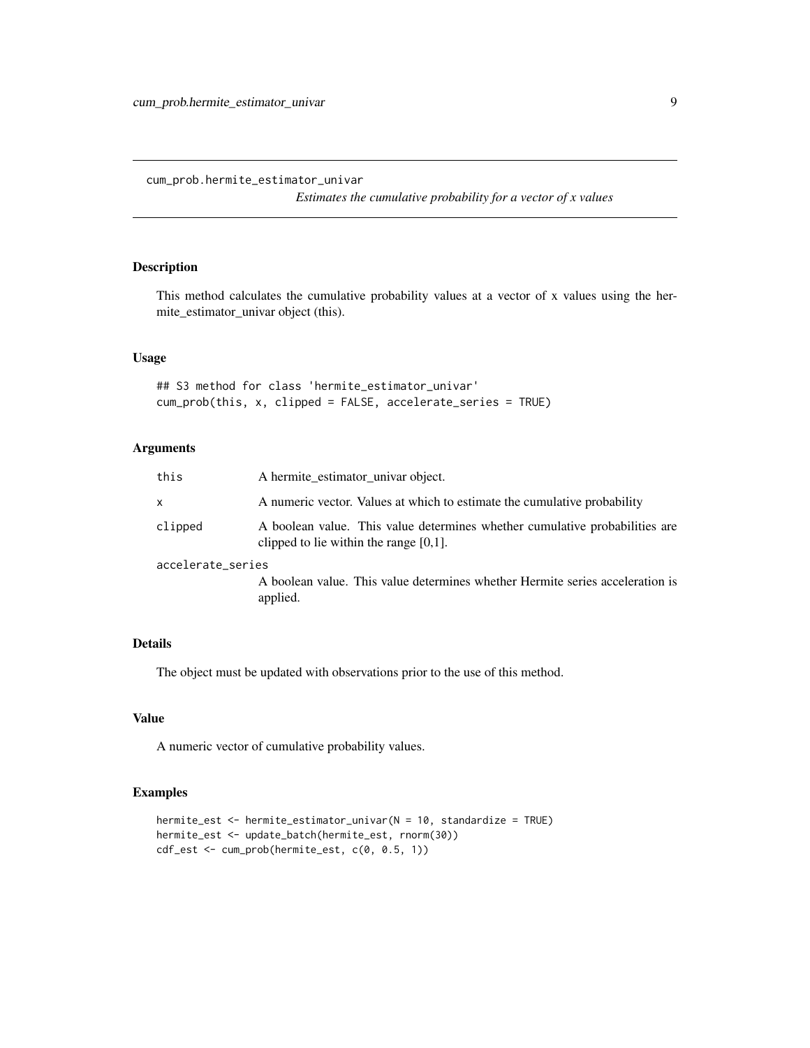# cum_prob.hermite_estimator_univar

*Estimates the cumulative probability for a vector of x values*

## Description

This method calculates the cumulative probability values at a vector of x values using the hermite_estimator_univar object (this).

## Usage

```
## S3 method for class 'hermite_estimator_univar'
cum_prob(this, x, clipped = FALSE, accelerate_series = TRUE)
```

## Arguments

| | |
|---|---|
| this | A hermite_estimator_univar object. |
| x | A numeric vector. Values at which to estimate the cumulative probability |
| clipped | A boolean value. This value determines whether cumulative probabilities are clipped to lie within the range [0,1]. |
| accelerate_series | A boolean value. This value determines whether Hermite series acceleration is applied. |

## Details

The object must be updated with observations prior to the use of this method.

## Value

A numeric vector of cumulative probability values.

## Examples

```
hermite_est <- hermite_estimator_univar(N = 10, standardize = TRUE)
hermite_est <- update_batch(hermite_est, rnorm(30))
cdf_est <- cum_prob(hermite_est, c(0, 0.5, 1))
```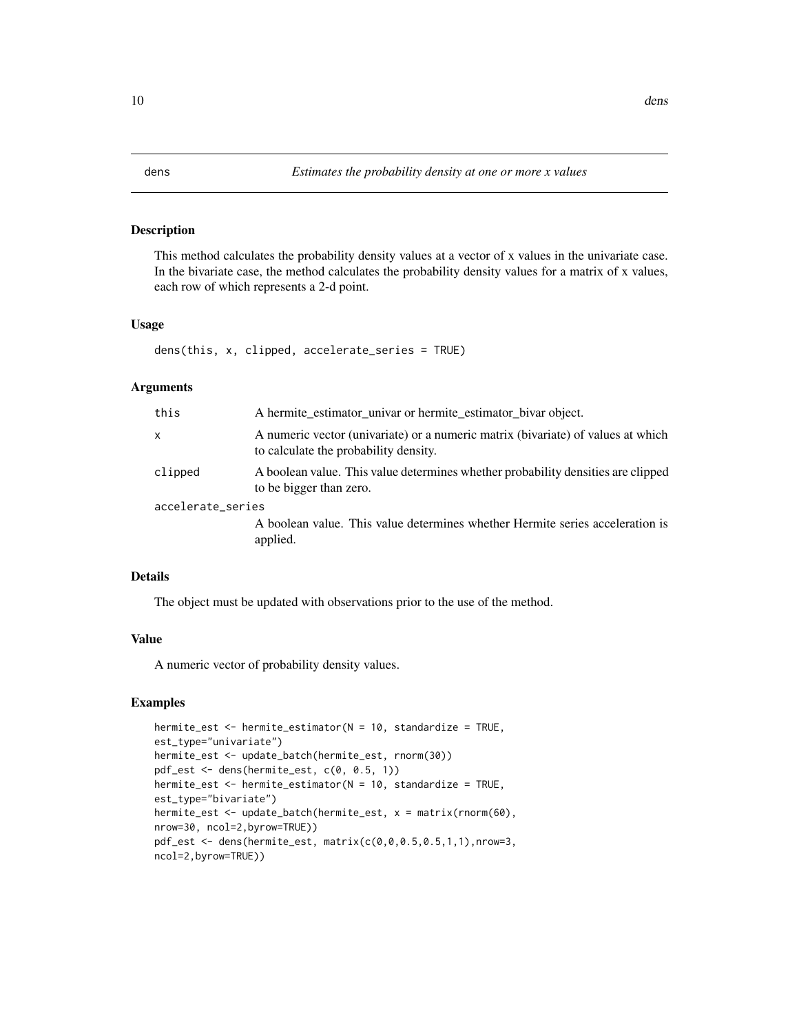# dens — *Estimates the probability density at one or more x values*

## Description

This method calculates the probability density values at a vector of x values in the univariate case. In the bivariate case, the method calculates the probability density values for a matrix of x values, each row of which represents a 2-d point.

## Usage

```
dens(this, x, clipped, accelerate_series = TRUE)
```

## Arguments

| | |
|---|---|
| `this` | A hermite_estimator_univar or hermite_estimator_bivar object. |
| `x` | A numeric vector (univariate) or a numeric matrix (bivariate) of values at which to calculate the probability density. |
| `clipped` | A boolean value. This value determines whether probability densities are clipped to be bigger than zero. |
| `accelerate_series` | A boolean value. This value determines whether Hermite series acceleration is applied. |

## Details

The object must be updated with observations prior to the use of the method.

## Value

A numeric vector of probability density values.

## Examples

```
hermite_est <- hermite_estimator(N = 10, standardize = TRUE,
est_type="univariate")
hermite_est <- update_batch(hermite_est, rnorm(30))
pdf_est <- dens(hermite_est, c(0, 0.5, 1))
hermite_est <- hermite_estimator(N = 10, standardize = TRUE,
est_type="bivariate")
hermite_est <- update_batch(hermite_est, x = matrix(rnorm(60),
nrow=30, ncol=2,byrow=TRUE))
pdf_est <- dens(hermite_est, matrix(c(0,0,0.5,0.5,1,1),nrow=3,
ncol=2,byrow=TRUE))
```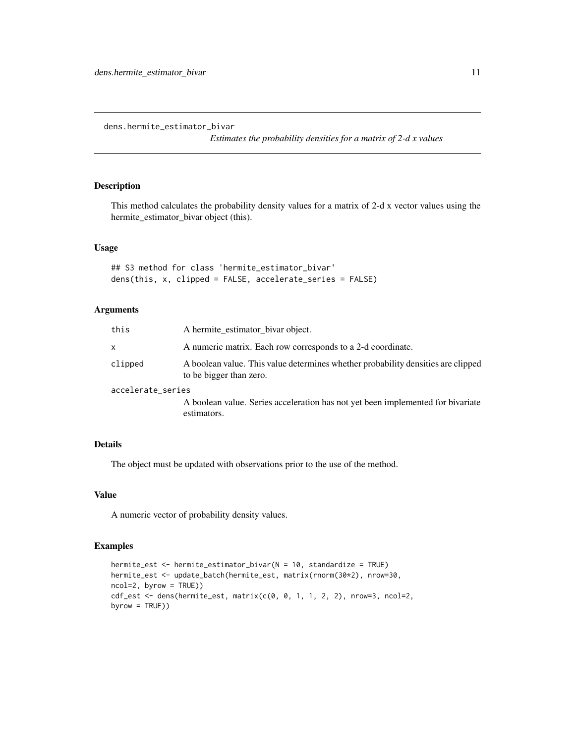# dens.hermite_estimator_bivar

*Estimates the probability densities for a matrix of 2-d x values*

## Description

This method calculates the probability density values for a matrix of 2-d x vector values using the hermite_estimator_bivar object (this).

## Usage

```
## S3 method for class 'hermite_estimator_bivar'
dens(this, x, clipped = FALSE, accelerate_series = FALSE)
```

## Arguments

| | |
|---|---|
| this | A hermite_estimator_bivar object. |
| x | A numeric matrix. Each row corresponds to a 2-d coordinate. |
| clipped | A boolean value. This value determines whether probability densities are clipped to be bigger than zero. |
| accelerate_series | A boolean value. Series acceleration has not yet been implemented for bivariate estimators. |

## Details

The object must be updated with observations prior to the use of the method.

## Value

A numeric vector of probability density values.

## Examples

```
hermite_est <- hermite_estimator_bivar(N = 10, standardize = TRUE)
hermite_est <- update_batch(hermite_est, matrix(rnorm(30*2), nrow=30,
ncol=2, byrow = TRUE))
cdf_est <- dens(hermite_est, matrix(c(0, 0, 1, 1, 2, 2), nrow=3, ncol=2,
byrow = TRUE))
```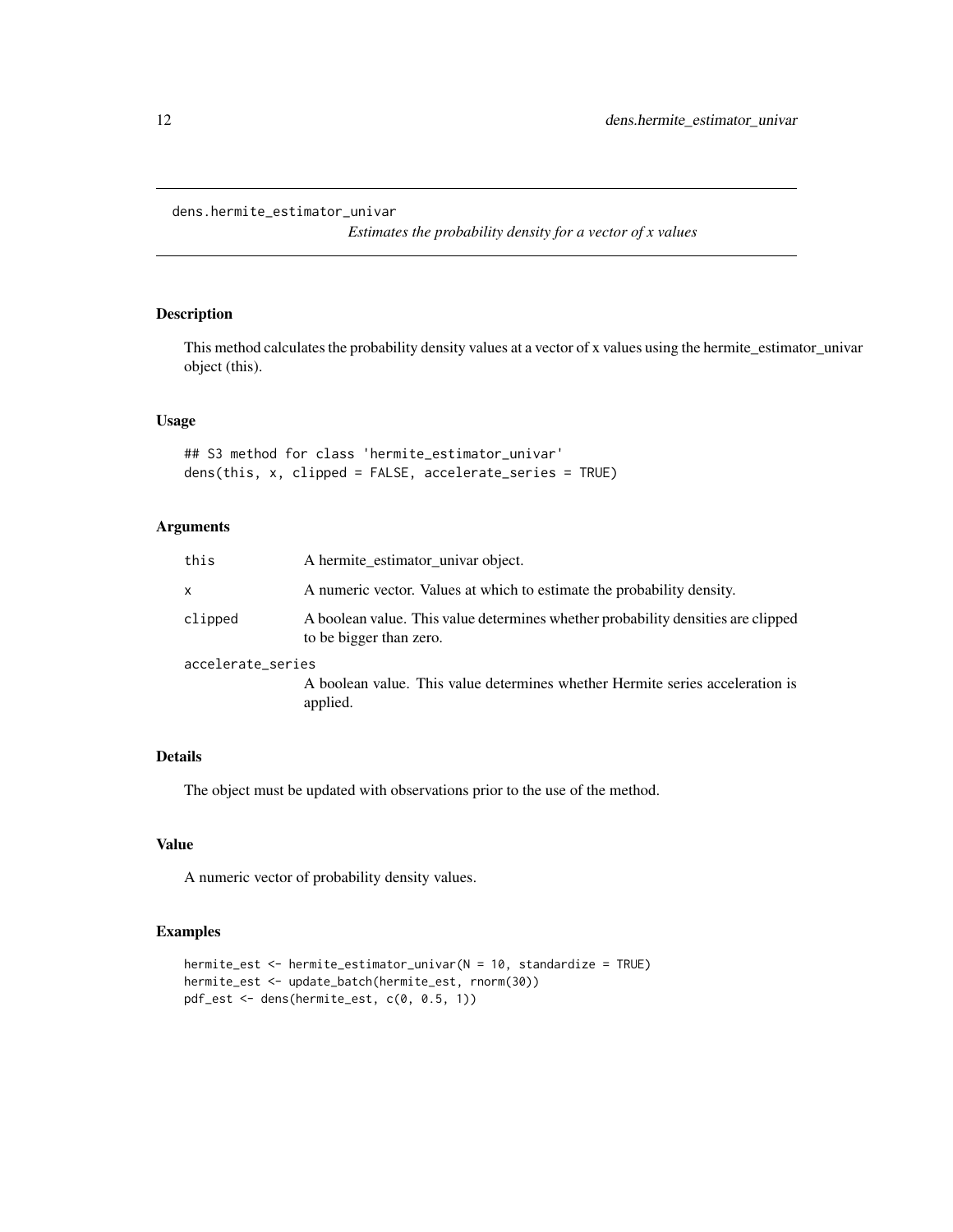# dens.hermite_estimator_univar

*Estimates the probability density for a vector of x values*

## Description

This method calculates the probability density values at a vector of x values using the hermite_estimator_univar object (this).

## Usage

```
## S3 method for class 'hermite_estimator_univar'
dens(this, x, clipped = FALSE, accelerate_series = TRUE)
```

## Arguments

| | |
|---|---|
| this | A hermite_estimator_univar object. |
| x | A numeric vector. Values at which to estimate the probability density. |
| clipped | A boolean value. This value determines whether probability densities are clipped to be bigger than zero. |
| accelerate_series | A boolean value. This value determines whether Hermite series acceleration is applied. |

## Details

The object must be updated with observations prior to the use of the method.

## Value

A numeric vector of probability density values.

## Examples

```
hermite_est <- hermite_estimator_univar(N = 10, standardize = TRUE)
hermite_est <- update_batch(hermite_est, rnorm(30))
pdf_est <- dens(hermite_est, c(0, 0.5, 1))
```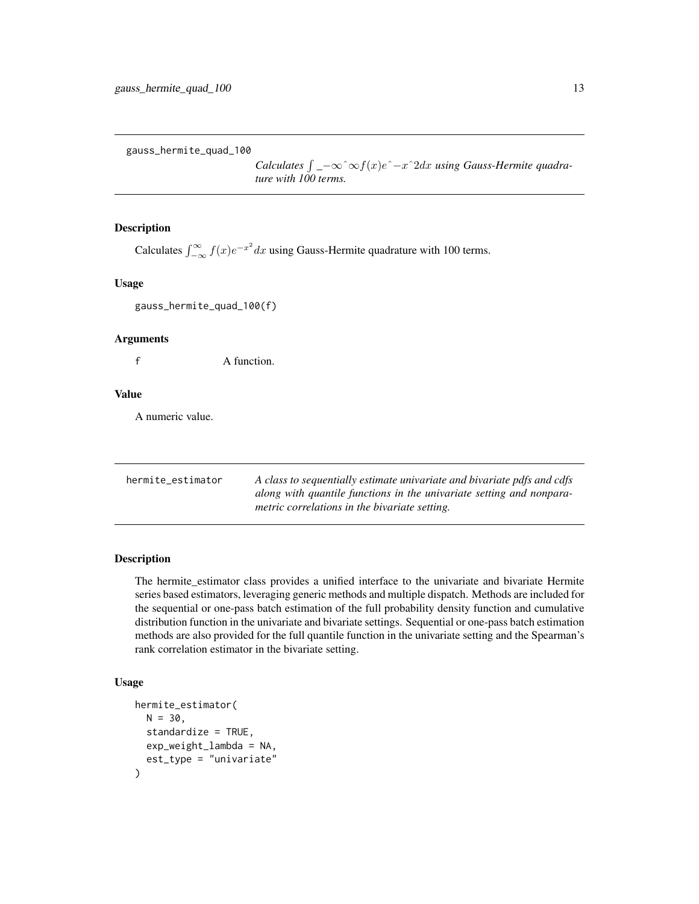## gauss_hermite_quad_100

*Calculates $\int$ _$-\infty$^$\infty f(x)e$^$-x$^$2dx$ using Gauss-Hermite quadrature with 100 terms.*

### Description

Calculates $\int_{-\infty}^{\infty} f(x)e^{-x^2}dx$ using Gauss-Hermite quadrature with 100 terms.

### Usage

```
gauss_hermite_quad_100(f)
```

### Arguments

f    A function.

### Value

A numeric value.

## hermite_estimator

*A class to sequentially estimate univariate and bivariate pdfs and cdfs along with quantile functions in the univariate setting and nonparametric correlations in the bivariate setting.*

### Description

The hermite_estimator class provides a unified interface to the univariate and bivariate Hermite series based estimators, leveraging generic methods and multiple dispatch. Methods are included for the sequential or one-pass batch estimation of the full probability density function and cumulative distribution function in the univariate and bivariate settings. Sequential or one-pass batch estimation methods are also provided for the full quantile function in the univariate setting and the Spearman's rank correlation estimator in the bivariate setting.

### Usage

```
hermite_estimator(
  N = 30,
  standardize = TRUE,
  exp_weight_lambda = NA,
  est_type = "univariate"
)
```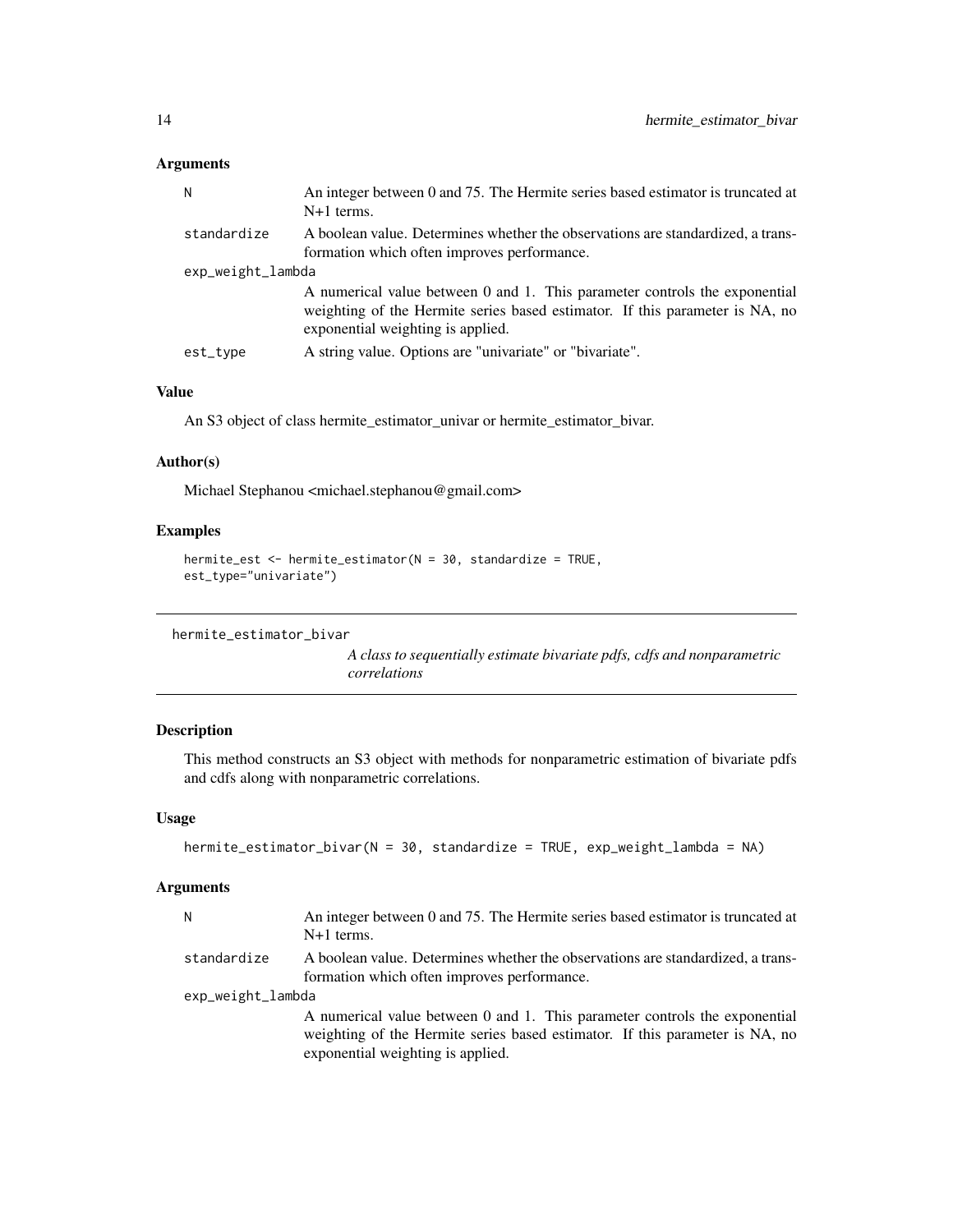## Arguments

- **N** — An integer between 0 and 75. The Hermite series based estimator is truncated at N+1 terms.
- **standardize** — A boolean value. Determines whether the observations are standardized, a transformation which often improves performance.
- **exp_weight_lambda** — A numerical value between 0 and 1. This parameter controls the exponential weighting of the Hermite series based estimator. If this parameter is NA, no exponential weighting is applied.
- **est_type** — A string value. Options are "univariate" or "bivariate".

## Value

An S3 object of class hermite_estimator_univar or hermite_estimator_bivar.

## Author(s)

Michael Stephanou <michael.stephanou@gmail.com>

## Examples

```
hermite_est <- hermite_estimator(N = 30, standardize = TRUE,
est_type="univariate")
```

---

# hermite_estimator_bivar

*A class to sequentially estimate bivariate pdfs, cdfs and nonparametric correlations*

---

## Description

This method constructs an S3 object with methods for nonparametric estimation of bivariate pdfs and cdfs along with nonparametric correlations.

## Usage

```
hermite_estimator_bivar(N = 30, standardize = TRUE, exp_weight_lambda = NA)
```

## Arguments

- **N** — An integer between 0 and 75. The Hermite series based estimator is truncated at N+1 terms.
- **standardize** — A boolean value. Determines whether the observations are standardized, a transformation which often improves performance.
- **exp_weight_lambda** — A numerical value between 0 and 1. This parameter controls the exponential weighting of the Hermite series based estimator. If this parameter is NA, no exponential weighting is applied.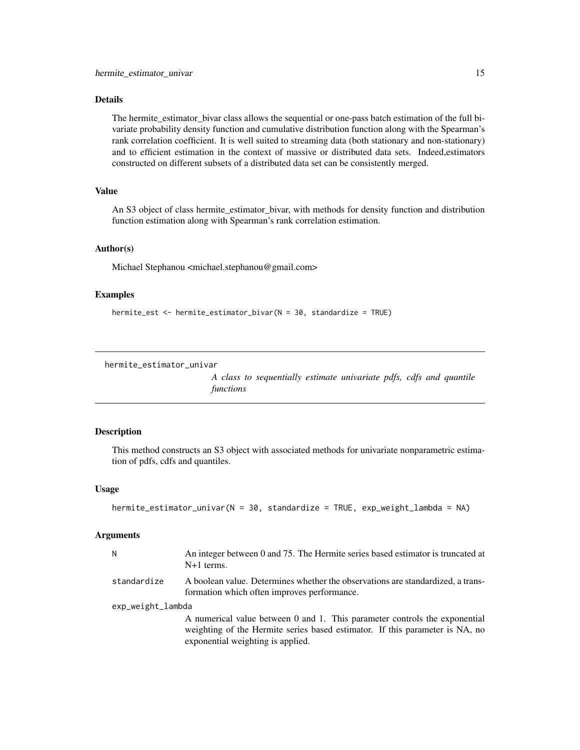## Details

The hermite_estimator_bivar class allows the sequential or one-pass batch estimation of the full bivariate probability density function and cumulative distribution function along with the Spearman's rank correlation coefficient. It is well suited to streaming data (both stationary and non-stationary) and to efficient estimation in the context of massive or distributed data sets. Indeed,estimators constructed on different subsets of a distributed data set can be consistently merged.

## Value

An S3 object of class hermite_estimator_bivar, with methods for density function and distribution function estimation along with Spearman's rank correlation estimation.

## Author(s)

Michael Stephanou <michael.stephanou@gmail.com>

## Examples

```
hermite_est <- hermite_estimator_bivar(N = 30, standardize = TRUE)
```

---

# hermite_estimator_univar

*A class to sequentially estimate univariate pdfs, cdfs and quantile functions*

---

## Description

This method constructs an S3 object with associated methods for univariate nonparametric estimation of pdfs, cdfs and quantiles.

## Usage

```
hermite_estimator_univar(N = 30, standardize = TRUE, exp_weight_lambda = NA)
```

## Arguments

| Argument | Description |
|---|---|
| N | An integer between 0 and 75. The Hermite series based estimator is truncated at N+1 terms. |
| standardize | A boolean value. Determines whether the observations are standardized, a transformation which often improves performance. |
| exp_weight_lambda | A numerical value between 0 and 1. This parameter controls the exponential weighting of the Hermite series based estimator. If this parameter is NA, no exponential weighting is applied. |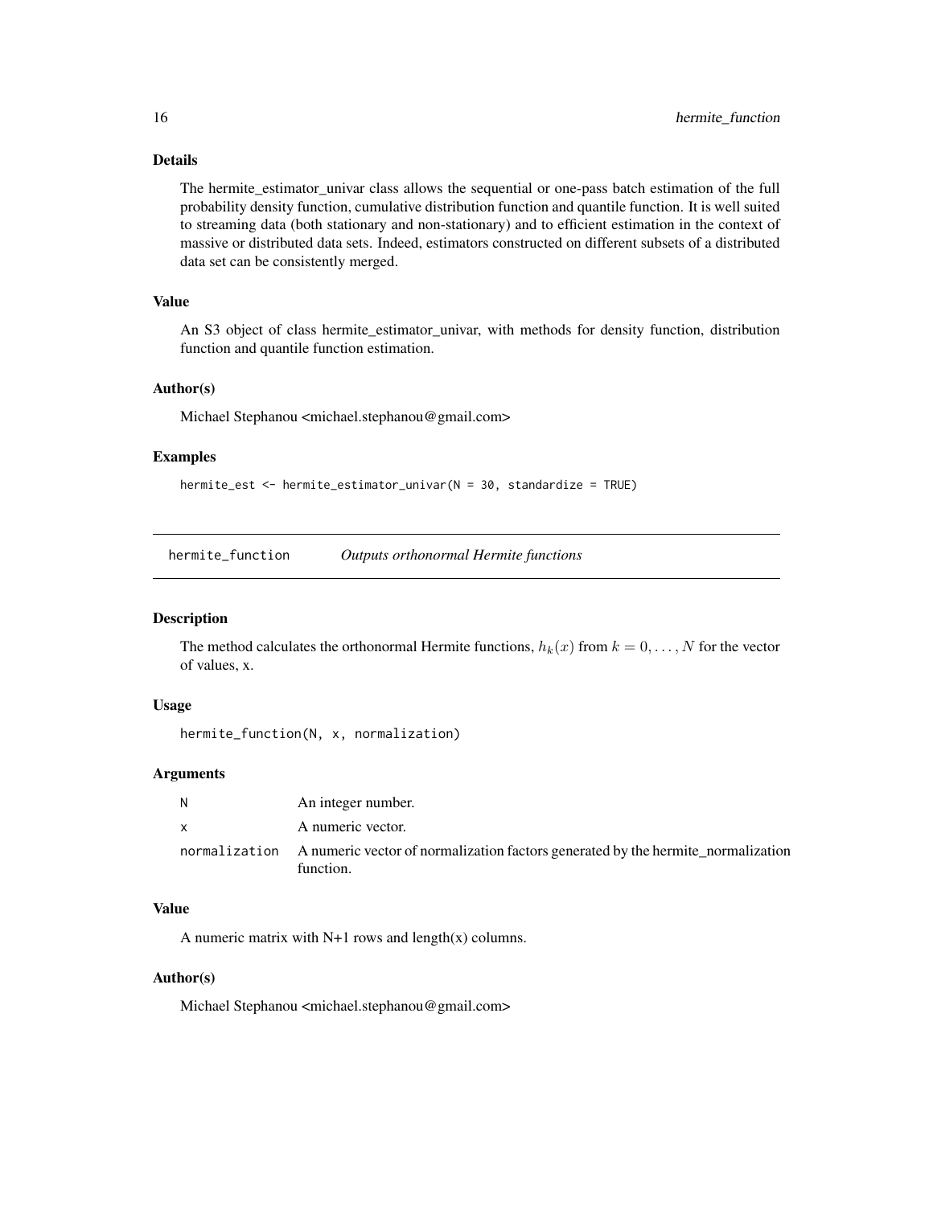### Details

The hermite_estimator_univar class allows the sequential or one-pass batch estimation of the full probability density function, cumulative distribution function and quantile function. It is well suited to streaming data (both stationary and non-stationary) and to efficient estimation in the context of massive or distributed data sets. Indeed, estimators constructed on different subsets of a distributed data set can be consistently merged.

### Value

An S3 object of class hermite_estimator_univar, with methods for density function, distribution function and quantile function estimation.

### Author(s)

Michael Stephanou <michael.stephanou@gmail.com>

### Examples

```
hermite_est <- hermite_estimator_univar(N = 30, standardize = TRUE)
```

---

## hermite_function — *Outputs orthonormal Hermite functions*

### Description

The method calculates the orthonormal Hermite functions, $h_k(x)$ from $k = 0, \ldots, N$ for the vector of values, x.

### Usage

```
hermite_function(N, x, normalization)
```

### Arguments

| | |
|---|---|
| N | An integer number. |
| x | A numeric vector. |
| normalization | A numeric vector of normalization factors generated by the hermite_normalization function. |

### Value

A numeric matrix with N+1 rows and length(x) columns.

### Author(s)

Michael Stephanou <michael.stephanou@gmail.com>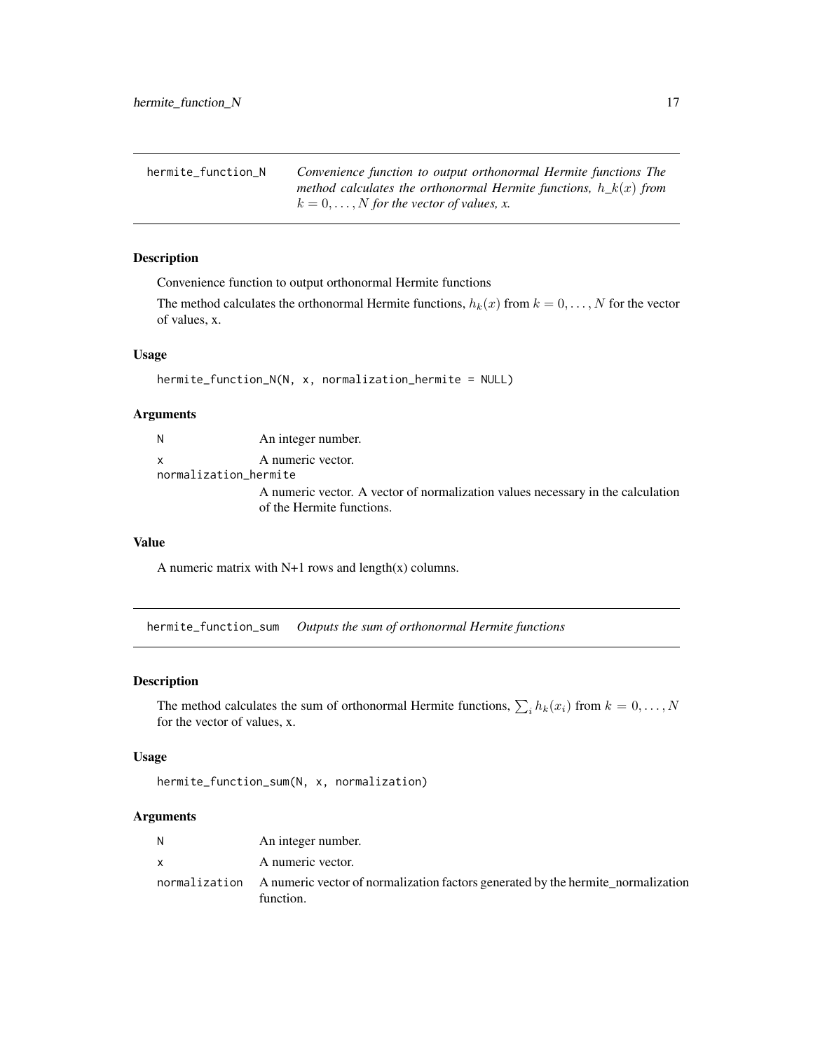## hermite_function_N

*Convenience function to output orthonormal Hermite functions The method calculates the orthonormal Hermite functions, h_k(x) from $k = 0, \ldots, N$ for the vector of values, x.*

### Description

Convenience function to output orthonormal Hermite functions

The method calculates the orthonormal Hermite functions, $h_k(x)$ from $k = 0, \ldots, N$ for the vector of values, x.

### Usage

```
hermite_function_N(N, x, normalization_hermite = NULL)
```

### Arguments

| | |
|---|---|
| N | An integer number. |
| x | A numeric vector. |
| normalization_hermite | A numeric vector. A vector of normalization values necessary in the calculation of the Hermite functions. |

### Value

A numeric matrix with N+1 rows and length(x) columns.

## hermite_function_sum

*Outputs the sum of orthonormal Hermite functions*

### Description

The method calculates the sum of orthonormal Hermite functions, $\sum_i h_k(x_i)$ from $k = 0, \ldots, N$ for the vector of values, x.

### Usage

```
hermite_function_sum(N, x, normalization)
```

### Arguments

| | |
|---|---|
| N | An integer number. |
| x | A numeric vector. |
| normalization | A numeric vector of normalization factors generated by the hermite_normalization function. |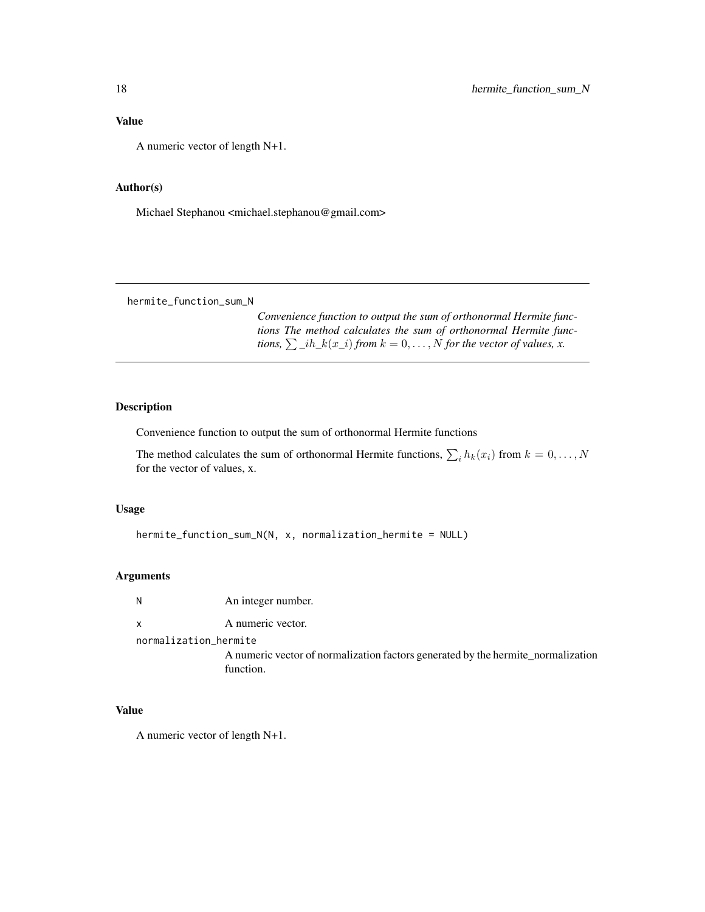### Value

A numeric vector of length N+1.

### Author(s)

Michael Stephanou <michael.stephanou@gmail.com>

---

hermite_function_sum_N

*Convenience function to output the sum of orthonormal Hermite functions The method calculates the sum of orthonormal Hermite functions, $\sum \_ih\_k(x\_i)$ from $k = 0, \ldots, N$ for the vector of values, x.*

---

### Description

Convenience function to output the sum of orthonormal Hermite functions

The method calculates the sum of orthonormal Hermite functions, $\sum_i h_k(x_i)$ from $k = 0, \ldots, N$ for the vector of values, x.

### Usage

```
hermite_function_sum_N(N, x, normalization_hermite = NULL)
```

### Arguments

| | |
|---|---|
| N | An integer number. |
| x | A numeric vector. |
| normalization_hermite | A numeric vector of normalization factors generated by the hermite_normalization function. |

### Value

A numeric vector of length N+1.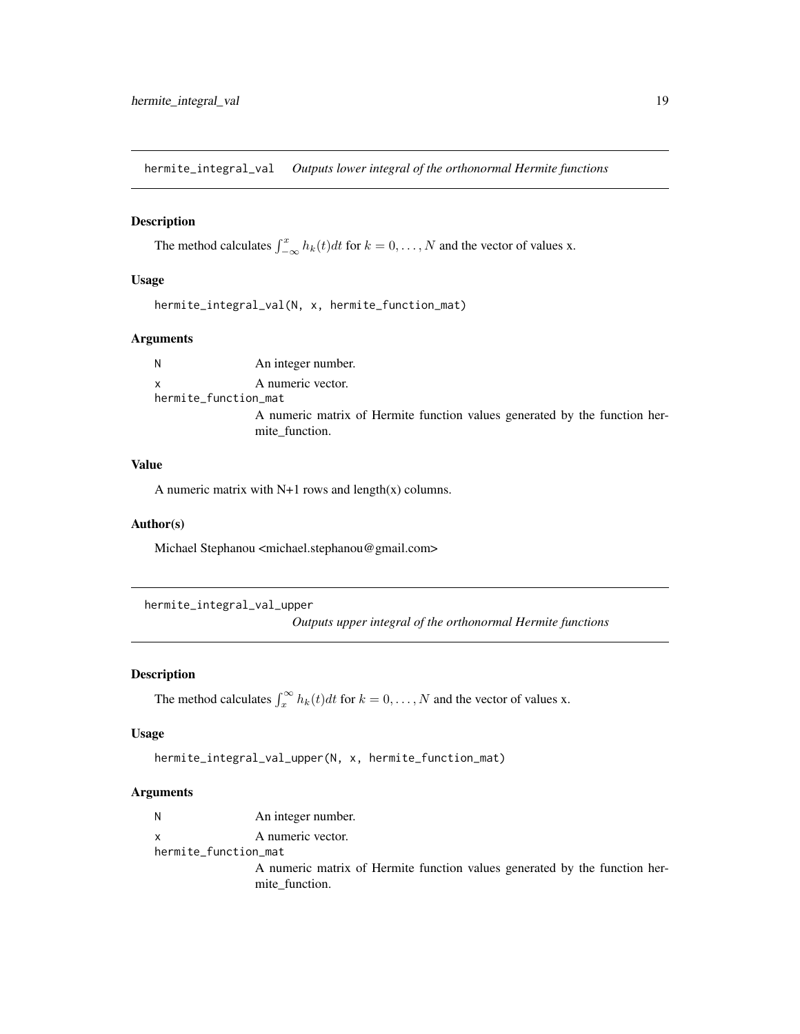## hermite_integral_val *Outputs lower integral of the orthonormal Hermite functions*

### Description

The method calculates $\int_{-\infty}^{x} h_k(t)dt$ for $k = 0, \dots, N$ and the vector of values x.

### Usage

```
hermite_integral_val(N, x, hermite_function_mat)
```

### Arguments

- `N` An integer number.
- `x` A numeric vector.
- `hermite_function_mat` A numeric matrix of Hermite function values generated by the function hermite_function.

### Value

A numeric matrix with N+1 rows and length(x) columns.

### Author(s)

Michael Stephanou <michael.stephanou@gmail.com>

## hermite_integral_val_upper *Outputs upper integral of the orthonormal Hermite functions*

### Description

The method calculates $\int_{x}^{\infty} h_k(t)dt$ for $k = 0, \dots, N$ and the vector of values x.

### Usage

```
hermite_integral_val_upper(N, x, hermite_function_mat)
```

### Arguments

- `N` An integer number.
- `x` A numeric vector.
- `hermite_function_mat` A numeric matrix of Hermite function values generated by the function hermite_function.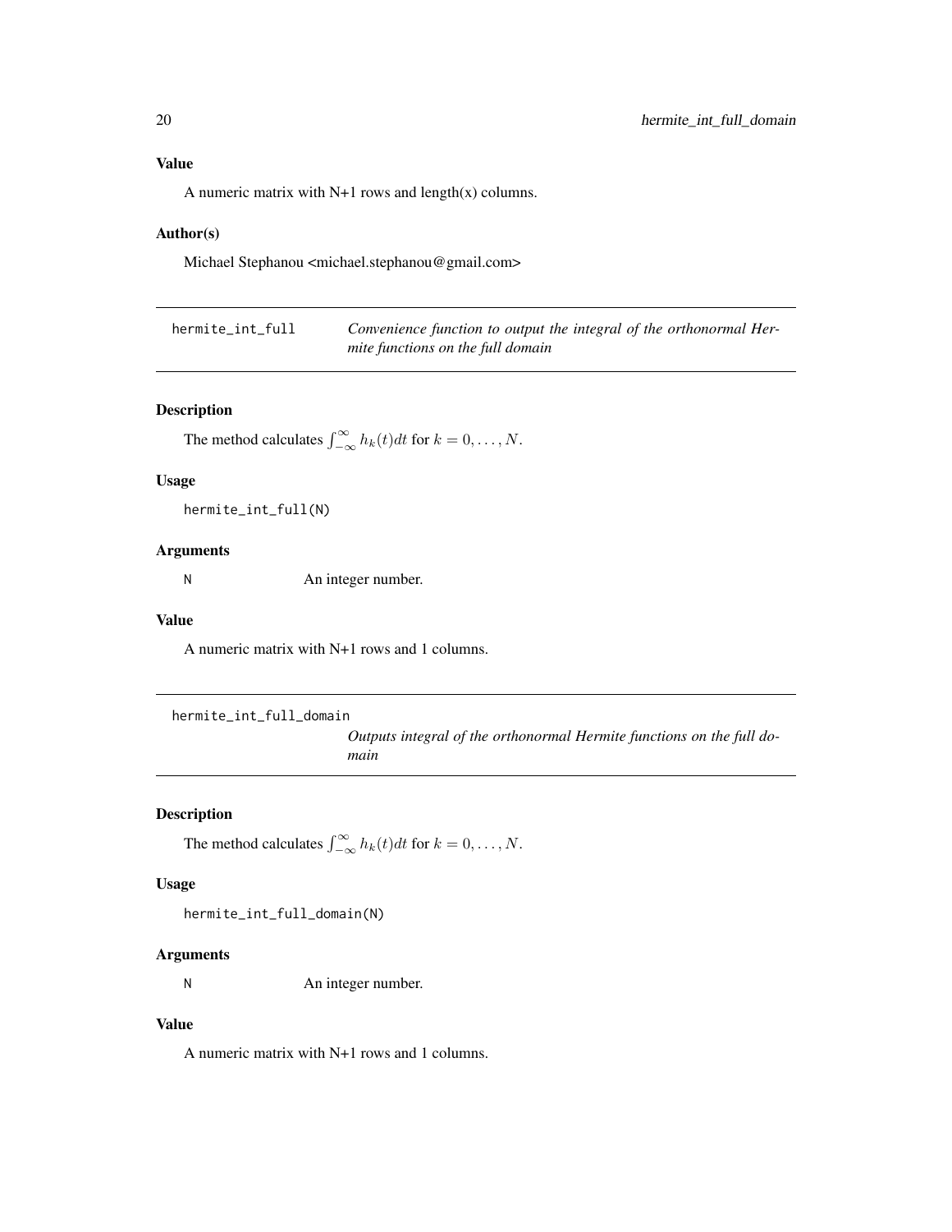### Value

A numeric matrix with N+1 rows and length(x) columns.

### Author(s)

Michael Stephanou <michael.stephanou@gmail.com>

---

## hermite_int_full — *Convenience function to output the integral of the orthonormal Hermite functions on the full domain*

### Description

The method calculates $\int_{-\infty}^{\infty} h_k(t)dt$ for $k = 0, \dots, N$.

### Usage

```
hermite_int_full(N)
```

### Arguments

N An integer number.

### Value

A numeric matrix with N+1 rows and 1 columns.

---

## hermite_int_full_domain — *Outputs integral of the orthonormal Hermite functions on the full domain*

### Description

The method calculates $\int_{-\infty}^{\infty} h_k(t)dt$ for $k = 0, \dots, N$.

### Usage

```
hermite_int_full_domain(N)
```

### Arguments

N An integer number.

### Value

A numeric matrix with N+1 rows and 1 columns.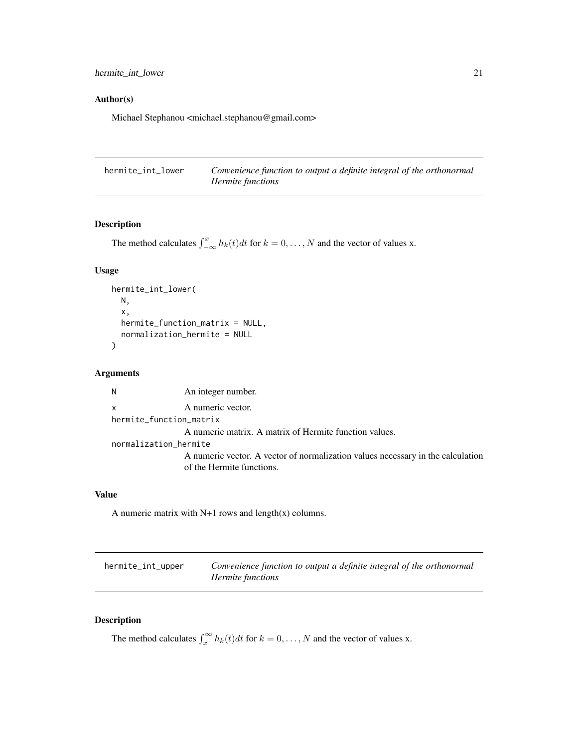## Author(s)

Michael Stephanou <michael.stephanou@gmail.com>

---

# hermite_int_lower — *Convenience function to output a definite integral of the orthonormal Hermite functions*

---

## Description

The method calculates $\int_{-\infty}^{x} h_k(t)dt$ for $k = 0, \ldots, N$ and the vector of values x.

## Usage

```
hermite_int_lower(
  N,
  x,
  hermite_function_matrix = NULL,
  normalization_hermite = NULL
)
```

## Arguments

| | |
|---|---|
| `N` | An integer number. |
| `x` | A numeric vector. |
| `hermite_function_matrix` | A numeric matrix. A matrix of Hermite function values. |
| `normalization_hermite` | A numeric vector. A vector of normalization values necessary in the calculation of the Hermite functions. |

## Value

A numeric matrix with N+1 rows and length(x) columns.

---

# hermite_int_upper — *Convenience function to output a definite integral of the orthonormal Hermite functions*

---

## Description

The method calculates $\int_{x}^{\infty} h_k(t)dt$ for $k = 0, \ldots, N$ and the vector of values x.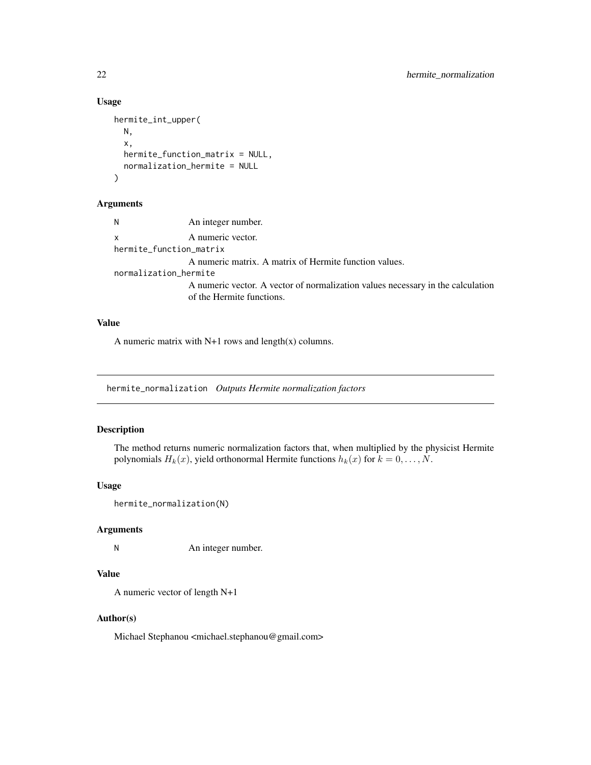### Usage

```
hermite_int_upper(
  N,
  x,
  hermite_function_matrix = NULL,
  normalization_hermite = NULL
)
```

### Arguments

- `N` — An integer number.
- `x` — A numeric vector.
- `hermite_function_matrix` — A numeric matrix. A matrix of Hermite function values.
- `normalization_hermite` — A numeric vector. A vector of normalization values necessary in the calculation of the Hermite functions.

### Value

A numeric matrix with N+1 rows and length(x) columns.

---

## hermite_normalization *Outputs Hermite normalization factors*

### Description

The method returns numeric normalization factors that, when multiplied by the physicist Hermite polynomials $H_k(x)$, yield orthonormal Hermite functions $h_k(x)$ for $k = 0, \ldots, N$.

### Usage

```
hermite_normalization(N)
```

### Arguments

- `N` — An integer number.

### Value

A numeric vector of length N+1

### Author(s)

Michael Stephanou <michael.stephanou@gmail.com>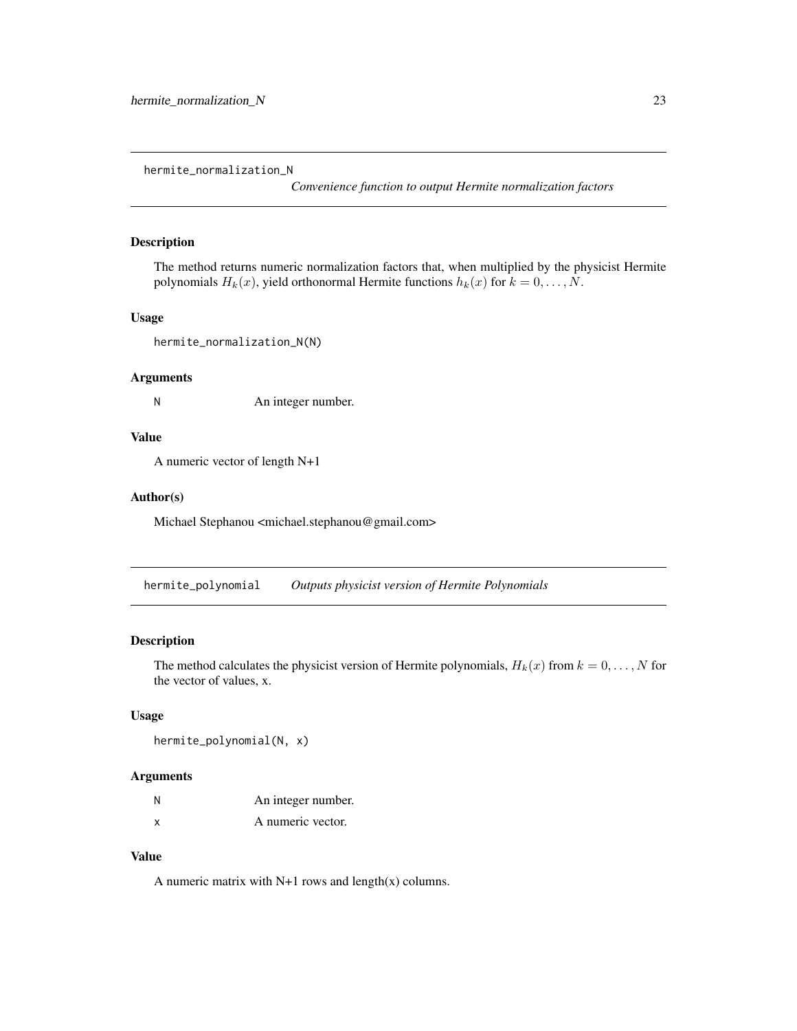## hermite_normalization_N

*Convenience function to output Hermite normalization factors*

### Description

The method returns numeric normalization factors that, when multiplied by the physicist Hermite polynomials $H_k(x)$, yield orthonormal Hermite functions $h_k(x)$ for $k = 0, \ldots, N$.

### Usage

```
hermite_normalization_N(N)
```

### Arguments

| | |
|---|---|
| N | An integer number. |

### Value

A numeric vector of length N+1

### Author(s)

Michael Stephanou <michael.stephanou@gmail.com>

## hermite_polynomial

*Outputs physicist version of Hermite Polynomials*

### Description

The method calculates the physicist version of Hermite polynomials, $H_k(x)$ from $k = 0, \ldots, N$ for the vector of values, x.

### Usage

```
hermite_polynomial(N, x)
```

### Arguments

| | |
|---|---|
| N | An integer number. |
| x | A numeric vector. |

### Value

A numeric matrix with N+1 rows and length(x) columns.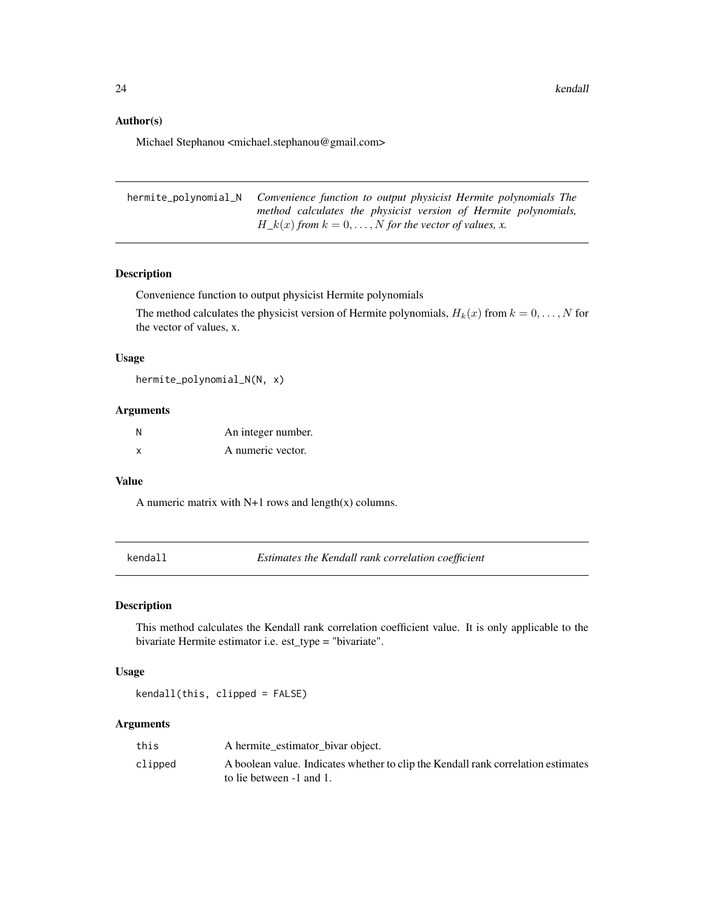### Author(s)

Michael Stephanou <michael.stephanou@gmail.com>

## hermite_polynomial_N

*Convenience function to output physicist Hermite polynomials The method calculates the physicist version of Hermite polynomials, $H\_k(x)$ from $k = 0, \ldots, N$ for the vector of values, x.*

### Description

Convenience function to output physicist Hermite polynomials

The method calculates the physicist version of Hermite polynomials, $H_k(x)$ from $k = 0, \ldots, N$ for the vector of values, x.

### Usage

```
hermite_polynomial_N(N, x)
```

### Arguments

| | |
|---|---|
| N | An integer number. |
| x | A numeric vector. |

### Value

A numeric matrix with N+1 rows and length(x) columns.

## kendall

*Estimates the Kendall rank correlation coefficient*

### Description

This method calculates the Kendall rank correlation coefficient value. It is only applicable to the bivariate Hermite estimator i.e. est_type = "bivariate".

### Usage

```
kendall(this, clipped = FALSE)
```

### Arguments

| | |
|---|---|
| this | A hermite_estimator_bivar object. |
| clipped | A boolean value. Indicates whether to clip the Kendall rank correlation estimates to lie between -1 and 1. |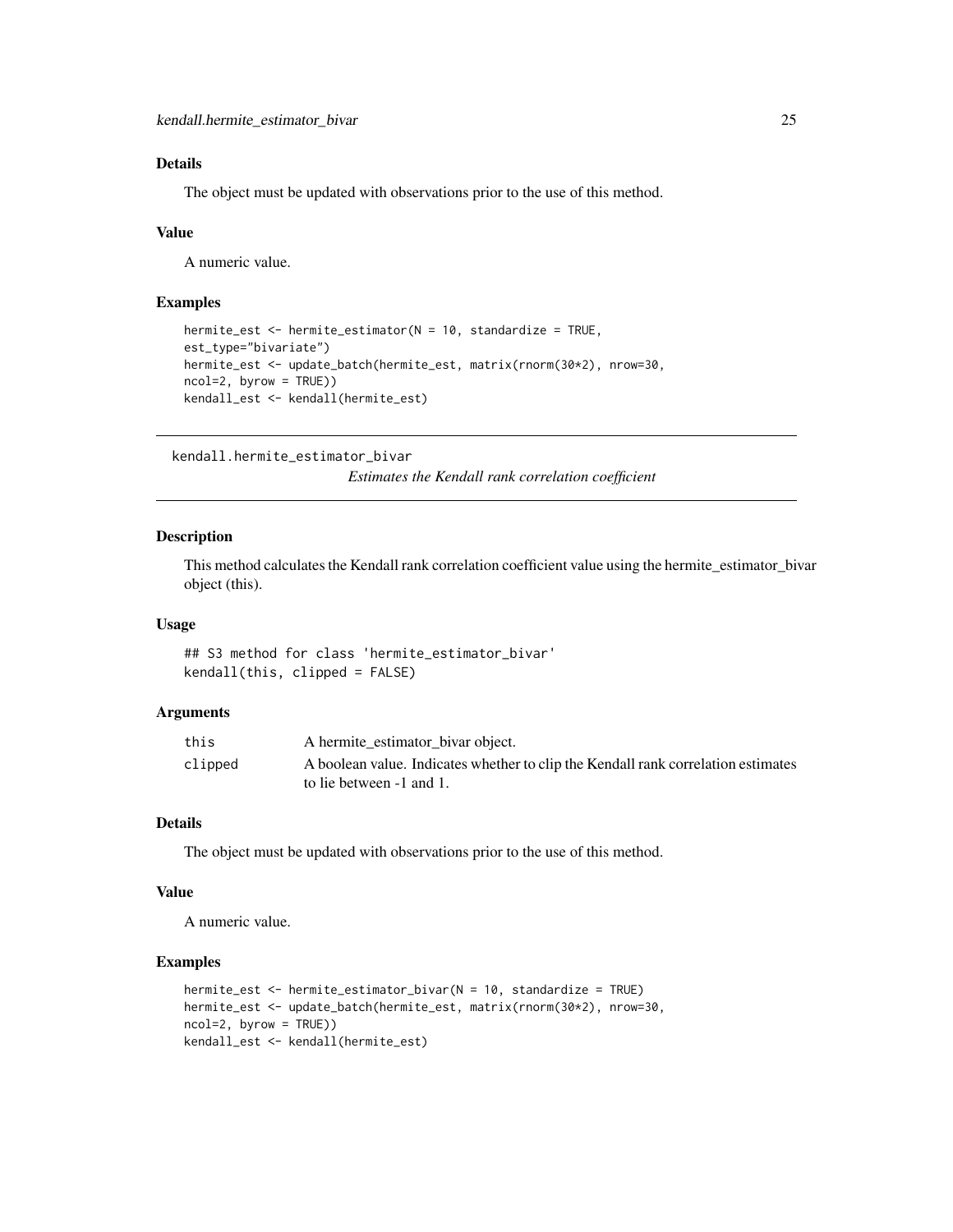### Details

The object must be updated with observations prior to the use of this method.

### Value

A numeric value.

### Examples

```
hermite_est <- hermite_estimator(N = 10, standardize = TRUE,
est_type="bivariate")
hermite_est <- update_batch(hermite_est, matrix(rnorm(30*2), nrow=30,
ncol=2, byrow = TRUE))
kendall_est <- kendall(hermite_est)
```

---

## kendall.hermite_estimator_bivar

*Estimates the Kendall rank correlation coefficient*

---

### Description

This method calculates the Kendall rank correlation coefficient value using the hermite_estimator_bivar object (this).

### Usage

```
## S3 method for class 'hermite_estimator_bivar'
kendall(this, clipped = FALSE)
```

### Arguments

| | |
|---|---|
| this | A hermite_estimator_bivar object. |
| clipped | A boolean value. Indicates whether to clip the Kendall rank correlation estimates to lie between -1 and 1. |

### Details

The object must be updated with observations prior to the use of this method.

### Value

A numeric value.

### Examples

```
hermite_est <- hermite_estimator_bivar(N = 10, standardize = TRUE)
hermite_est <- update_batch(hermite_est, matrix(rnorm(30*2), nrow=30,
ncol=2, byrow = TRUE))
kendall_est <- kendall(hermite_est)
```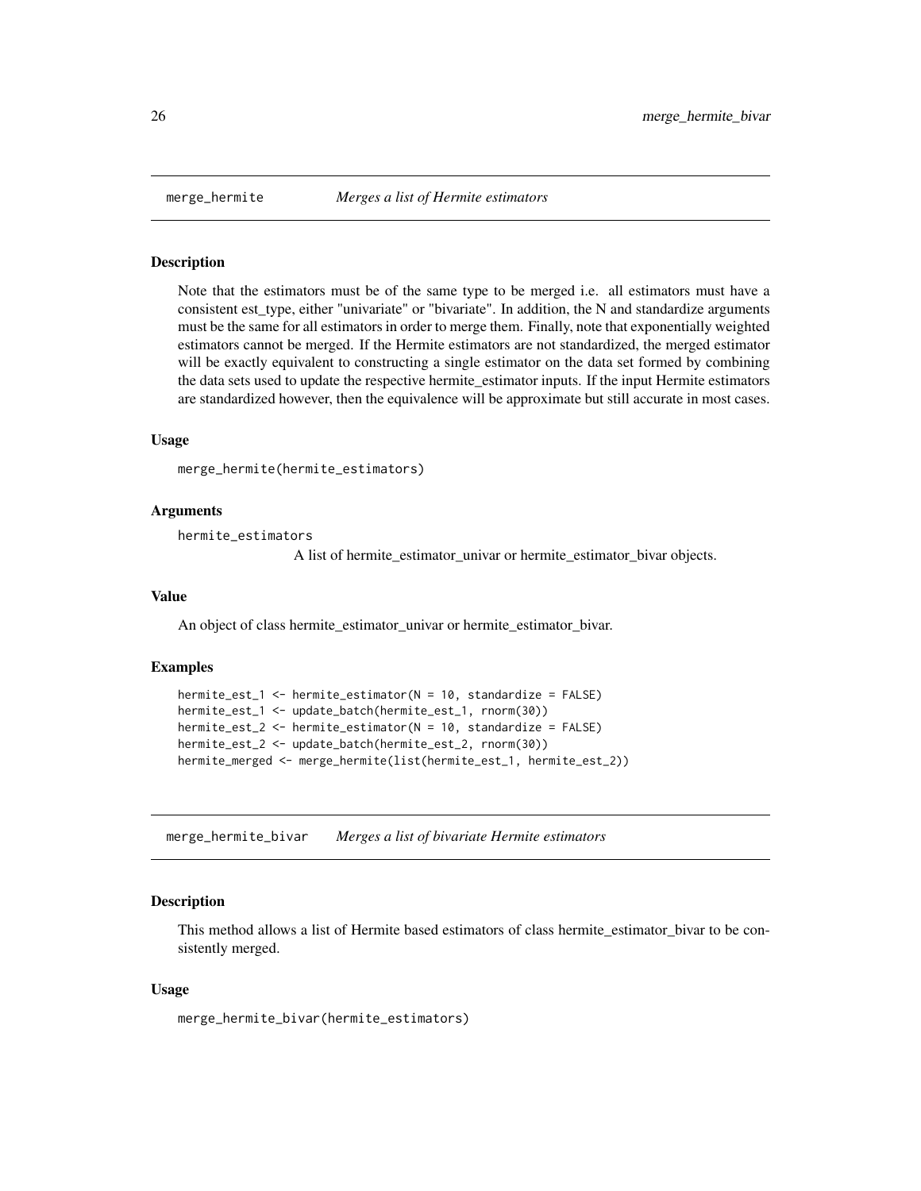## merge_hermite *Merges a list of Hermite estimators*

### Description

Note that the estimators must be of the same type to be merged i.e. all estimators must have a consistent est_type, either "univariate" or "bivariate". In addition, the N and standardize arguments must be the same for all estimators in order to merge them. Finally, note that exponentially weighted estimators cannot be merged. If the Hermite estimators are not standardized, the merged estimator will be exactly equivalent to constructing a single estimator on the data set formed by combining the data sets used to update the respective hermite_estimator inputs. If the input Hermite estimators are standardized however, then the equivalence will be approximate but still accurate in most cases.

### Usage

```
merge_hermite(hermite_estimators)
```

### Arguments

hermite_estimators
: A list of hermite_estimator_univar or hermite_estimator_bivar objects.

### Value

An object of class hermite_estimator_univar or hermite_estimator_bivar.

### Examples

```
hermite_est_1 <- hermite_estimator(N = 10, standardize = FALSE)
hermite_est_1 <- update_batch(hermite_est_1, rnorm(30))
hermite_est_2 <- hermite_estimator(N = 10, standardize = FALSE)
hermite_est_2 <- update_batch(hermite_est_2, rnorm(30))
hermite_merged <- merge_hermite(list(hermite_est_1, hermite_est_2))
```

## merge_hermite_bivar *Merges a list of bivariate Hermite estimators*

### Description

This method allows a list of Hermite based estimators of class hermite_estimator_bivar to be consistently merged.

### Usage

```
merge_hermite_bivar(hermite_estimators)
```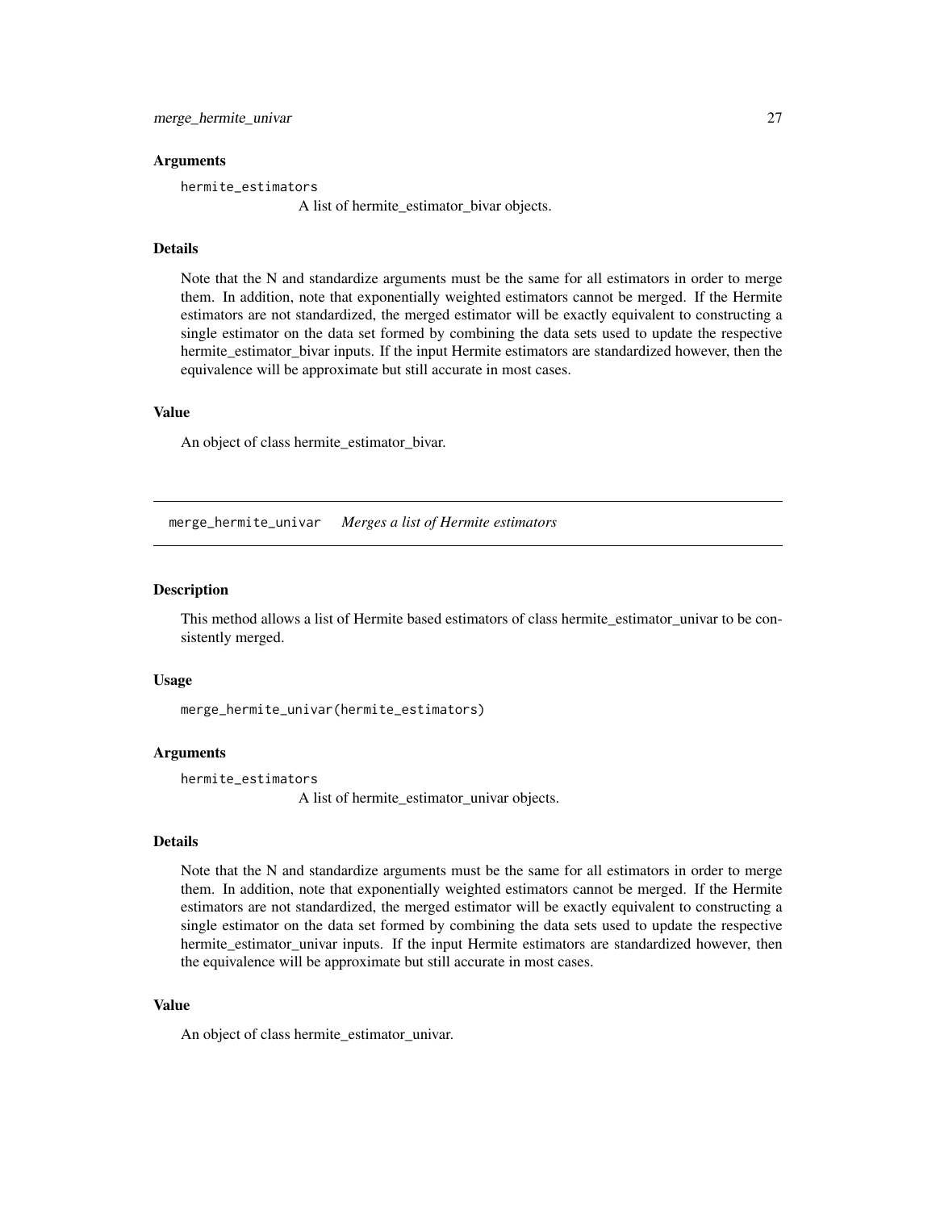### Arguments

`hermite_estimators`
: A list of hermite_estimator_bivar objects.

### Details

Note that the N and standardize arguments must be the same for all estimators in order to merge them. In addition, note that exponentially weighted estimators cannot be merged. If the Hermite estimators are not standardized, the merged estimator will be exactly equivalent to constructing a single estimator on the data set formed by combining the data sets used to update the respective hermite_estimator_bivar inputs. If the input Hermite estimators are standardized however, then the equivalence will be approximate but still accurate in most cases.

### Value

An object of class hermite_estimator_bivar.

---

## merge_hermite_univar    *Merges a list of Hermite estimators*

---

### Description

This method allows a list of Hermite based estimators of class hermite_estimator_univar to be consistently merged.

### Usage

```
merge_hermite_univar(hermite_estimators)
```

### Arguments

`hermite_estimators`
: A list of hermite_estimator_univar objects.

### Details

Note that the N and standardize arguments must be the same for all estimators in order to merge them. In addition, note that exponentially weighted estimators cannot be merged. If the Hermite estimators are not standardized, the merged estimator will be exactly equivalent to constructing a single estimator on the data set formed by combining the data sets used to update the respective hermite_estimator_univar inputs. If the input Hermite estimators are standardized however, then the equivalence will be approximate but still accurate in most cases.

### Value

An object of class hermite_estimator_univar.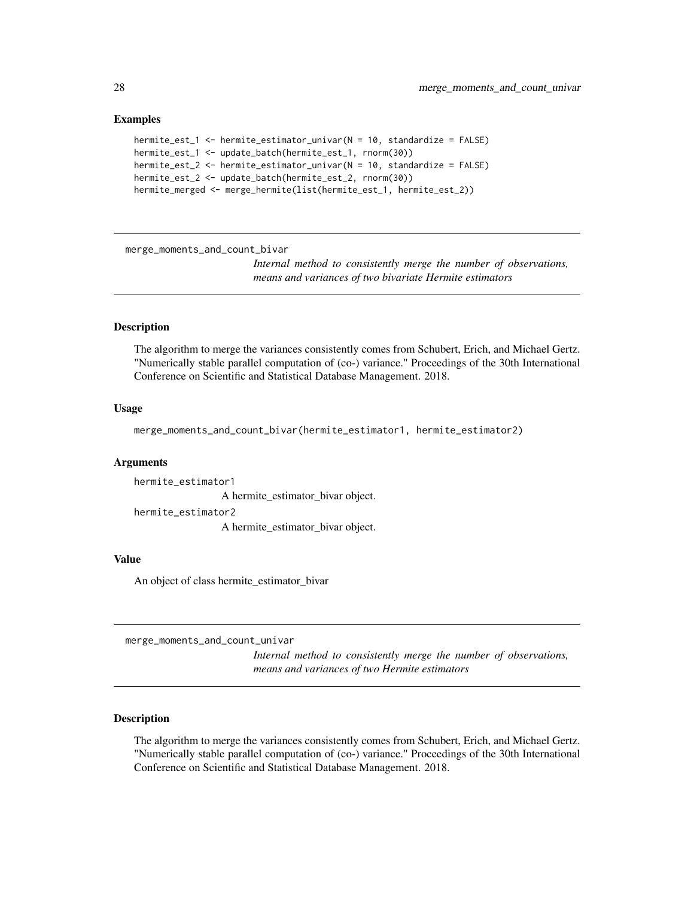### Examples

```
hermite_est_1 <- hermite_estimator_univar(N = 10, standardize = FALSE)
hermite_est_1 <- update_batch(hermite_est_1, rnorm(30))
hermite_est_2 <- hermite_estimator_univar(N = 10, standardize = FALSE)
hermite_est_2 <- update_batch(hermite_est_2, rnorm(30))
hermite_merged <- merge_hermite(list(hermite_est_1, hermite_est_2))
```

---

## merge_moments_and_count_bivar

*Internal method to consistently merge the number of observations, means and variances of two bivariate Hermite estimators*

### Description

The algorithm to merge the variances consistently comes from Schubert, Erich, and Michael Gertz. "Numerically stable parallel computation of (co-) variance." Proceedings of the 30th International Conference on Scientific and Statistical Database Management. 2018.

### Usage

```
merge_moments_and_count_bivar(hermite_estimator1, hermite_estimator2)
```

### Arguments

`hermite_estimator1`
A hermite_estimator_bivar object.

`hermite_estimator2`
A hermite_estimator_bivar object.

### Value

An object of class hermite_estimator_bivar

---

## merge_moments_and_count_univar

*Internal method to consistently merge the number of observations, means and variances of two Hermite estimators*

### Description

The algorithm to merge the variances consistently comes from Schubert, Erich, and Michael Gertz. "Numerically stable parallel computation of (co-) variance." Proceedings of the 30th International Conference on Scientific and Statistical Database Management. 2018.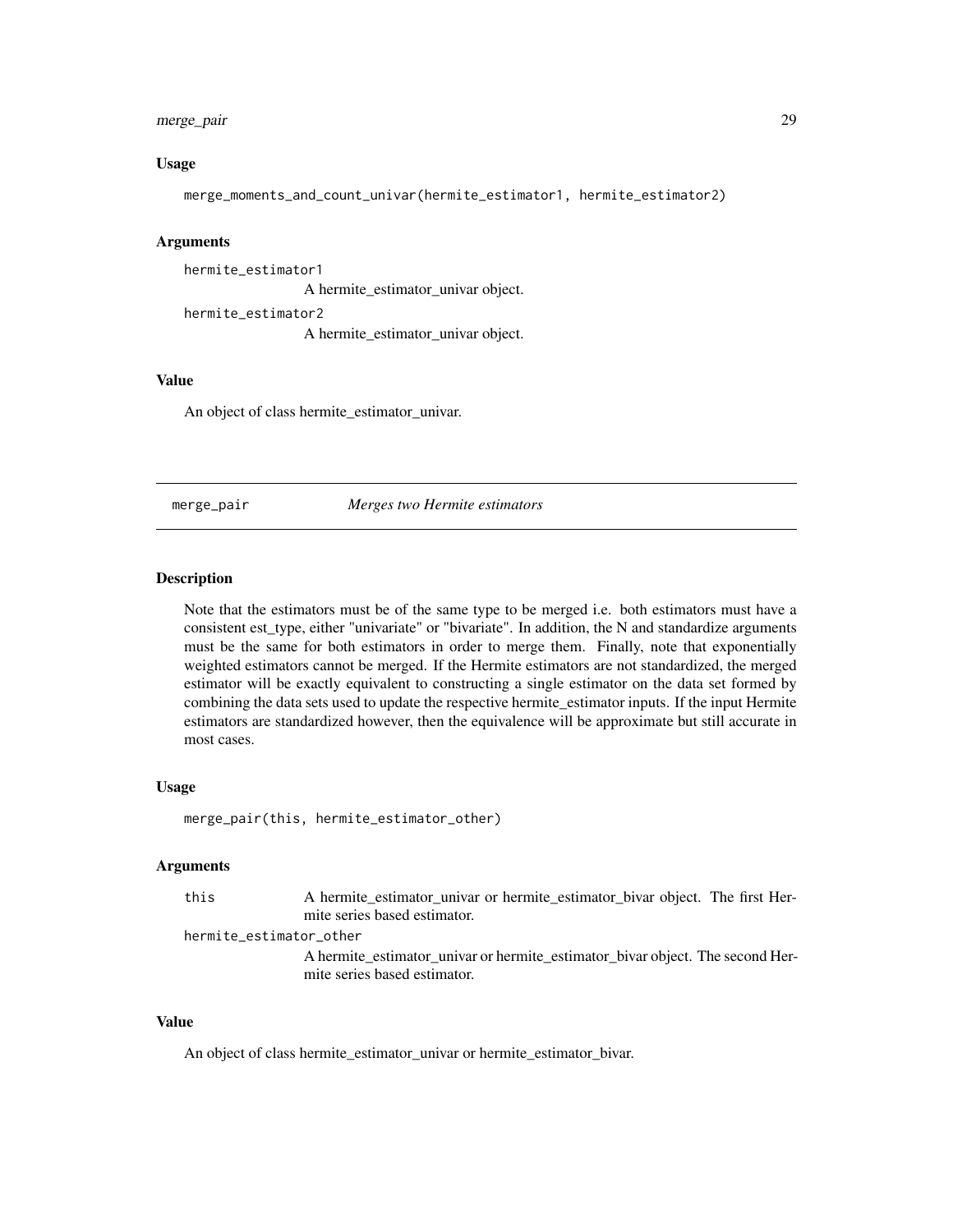### Usage

```
merge_moments_and_count_univar(hermite_estimator1, hermite_estimator2)
```

### Arguments

hermite_estimator1
: A hermite_estimator_univar object.

hermite_estimator2
: A hermite_estimator_univar object.

### Value

An object of class hermite_estimator_univar.

---

## merge_pair — *Merges two Hermite estimators*

### Description

Note that the estimators must be of the same type to be merged i.e. both estimators must have a consistent est_type, either "univariate" or "bivariate". In addition, the N and standardize arguments must be the same for both estimators in order to merge them. Finally, note that exponentially weighted estimators cannot be merged. If the Hermite estimators are not standardized, the merged estimator will be exactly equivalent to constructing a single estimator on the data set formed by combining the data sets used to update the respective hermite_estimator inputs. If the input Hermite estimators are standardized however, then the equivalence will be approximate but still accurate in most cases.

### Usage

```
merge_pair(this, hermite_estimator_other)
```

### Arguments

this
: A hermite_estimator_univar or hermite_estimator_bivar object. The first Hermite series based estimator.

hermite_estimator_other
: A hermite_estimator_univar or hermite_estimator_bivar object. The second Hermite series based estimator.

### Value

An object of class hermite_estimator_univar or hermite_estimator_bivar.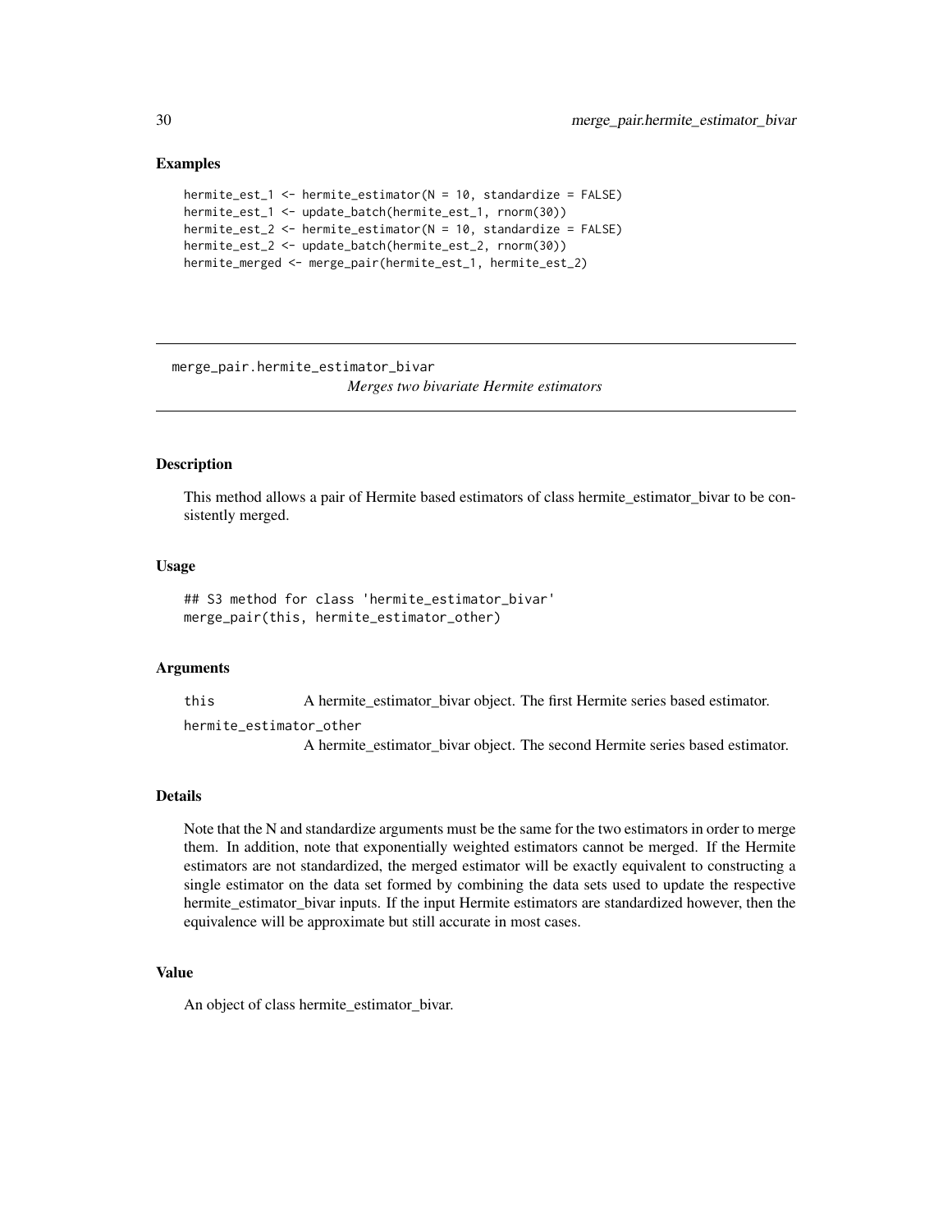### Examples

```
hermite_est_1 <- hermite_estimator(N = 10, standardize = FALSE)
hermite_est_1 <- update_batch(hermite_est_1, rnorm(30))
hermite_est_2 <- hermite_estimator(N = 10, standardize = FALSE)
hermite_est_2 <- update_batch(hermite_est_2, rnorm(30))
hermite_merged <- merge_pair(hermite_est_1, hermite_est_2)
```

---

## merge_pair.hermite_estimator_bivar

*Merges two bivariate Hermite estimators*

---

### Description

This method allows a pair of Hermite based estimators of class hermite_estimator_bivar to be consistently merged.

### Usage

```
## S3 method for class 'hermite_estimator_bivar'
merge_pair(this, hermite_estimator_other)
```

### Arguments

| | |
|---|---|
| `this` | A hermite_estimator_bivar object. The first Hermite series based estimator. |
| `hermite_estimator_other` | A hermite_estimator_bivar object. The second Hermite series based estimator. |

### Details

Note that the N and standardize arguments must be the same for the two estimators in order to merge them. In addition, note that exponentially weighted estimators cannot be merged. If the Hermite estimators are not standardized, the merged estimator will be exactly equivalent to constructing a single estimator on the data set formed by combining the data sets used to update the respective hermite_estimator_bivar inputs. If the input Hermite estimators are standardized however, then the equivalence will be approximate but still accurate in most cases.

### Value

An object of class hermite_estimator_bivar.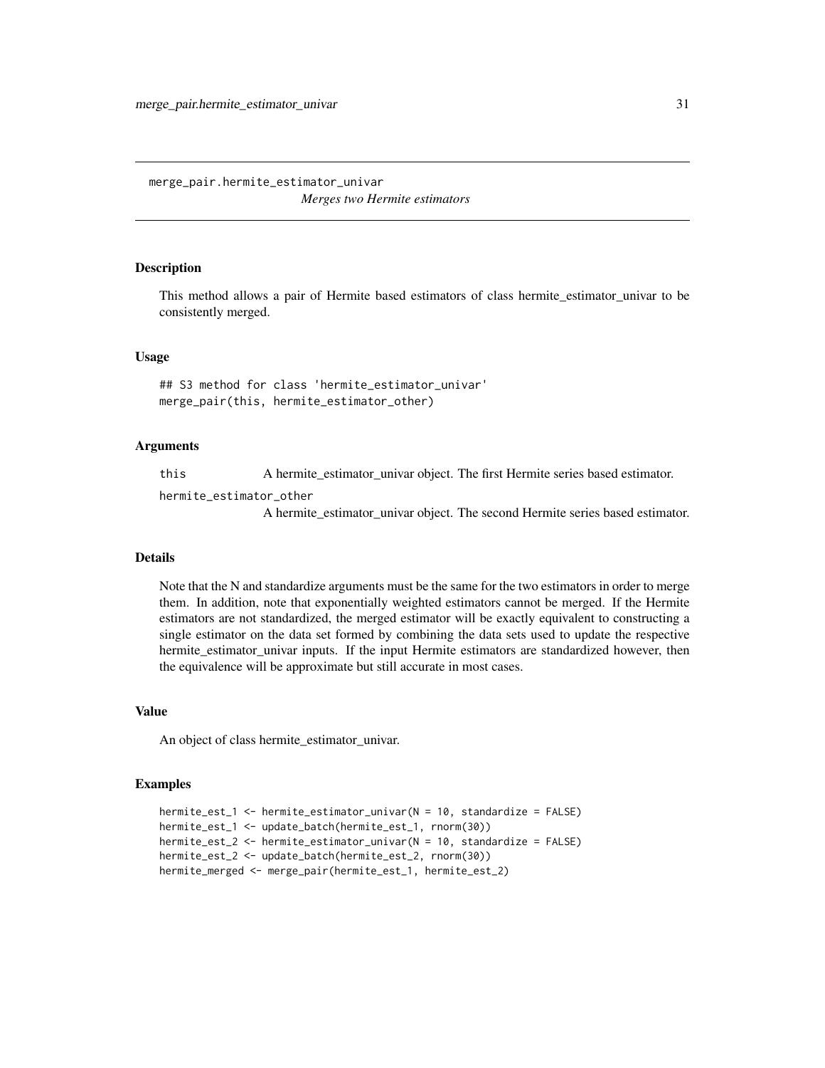## merge_pair.hermite_estimator_univar

*Merges two Hermite estimators*

### Description

This method allows a pair of Hermite based estimators of class hermite_estimator_univar to be consistently merged.

### Usage

```
## S3 method for class 'hermite_estimator_univar'
merge_pair(this, hermite_estimator_other)
```

### Arguments

| | |
|---|---|
| this | A hermite_estimator_univar object. The first Hermite series based estimator. |
| hermite_estimator_other | A hermite_estimator_univar object. The second Hermite series based estimator. |

### Details

Note that the N and standardize arguments must be the same for the two estimators in order to merge them. In addition, note that exponentially weighted estimators cannot be merged. If the Hermite estimators are not standardized, the merged estimator will be exactly equivalent to constructing a single estimator on the data set formed by combining the data sets used to update the respective hermite_estimator_univar inputs. If the input Hermite estimators are standardized however, then the equivalence will be approximate but still accurate in most cases.

### Value

An object of class hermite_estimator_univar.

### Examples

```
hermite_est_1 <- hermite_estimator_univar(N = 10, standardize = FALSE)
hermite_est_1 <- update_batch(hermite_est_1, rnorm(30))
hermite_est_2 <- hermite_estimator_univar(N = 10, standardize = FALSE)
hermite_est_2 <- update_batch(hermite_est_2, rnorm(30))
hermite_merged <- merge_pair(hermite_est_1, hermite_est_2)
```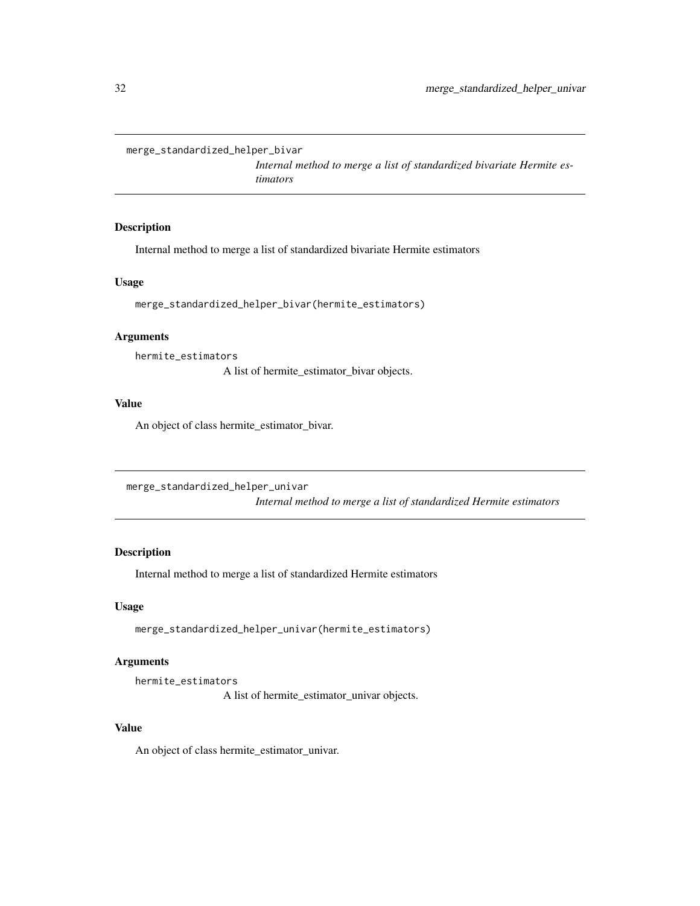## merge_standardized_helper_bivar

*Internal method to merge a list of standardized bivariate Hermite estimators*

### Description

Internal method to merge a list of standardized bivariate Hermite estimators

### Usage

```
merge_standardized_helper_bivar(hermite_estimators)
```

### Arguments

`hermite_estimators`
A list of hermite_estimator_bivar objects.

### Value

An object of class hermite_estimator_bivar.

## merge_standardized_helper_univar

*Internal method to merge a list of standardized Hermite estimators*

### Description

Internal method to merge a list of standardized Hermite estimators

### Usage

```
merge_standardized_helper_univar(hermite_estimators)
```

### Arguments

`hermite_estimators`
A list of hermite_estimator_univar objects.

### Value

An object of class hermite_estimator_univar.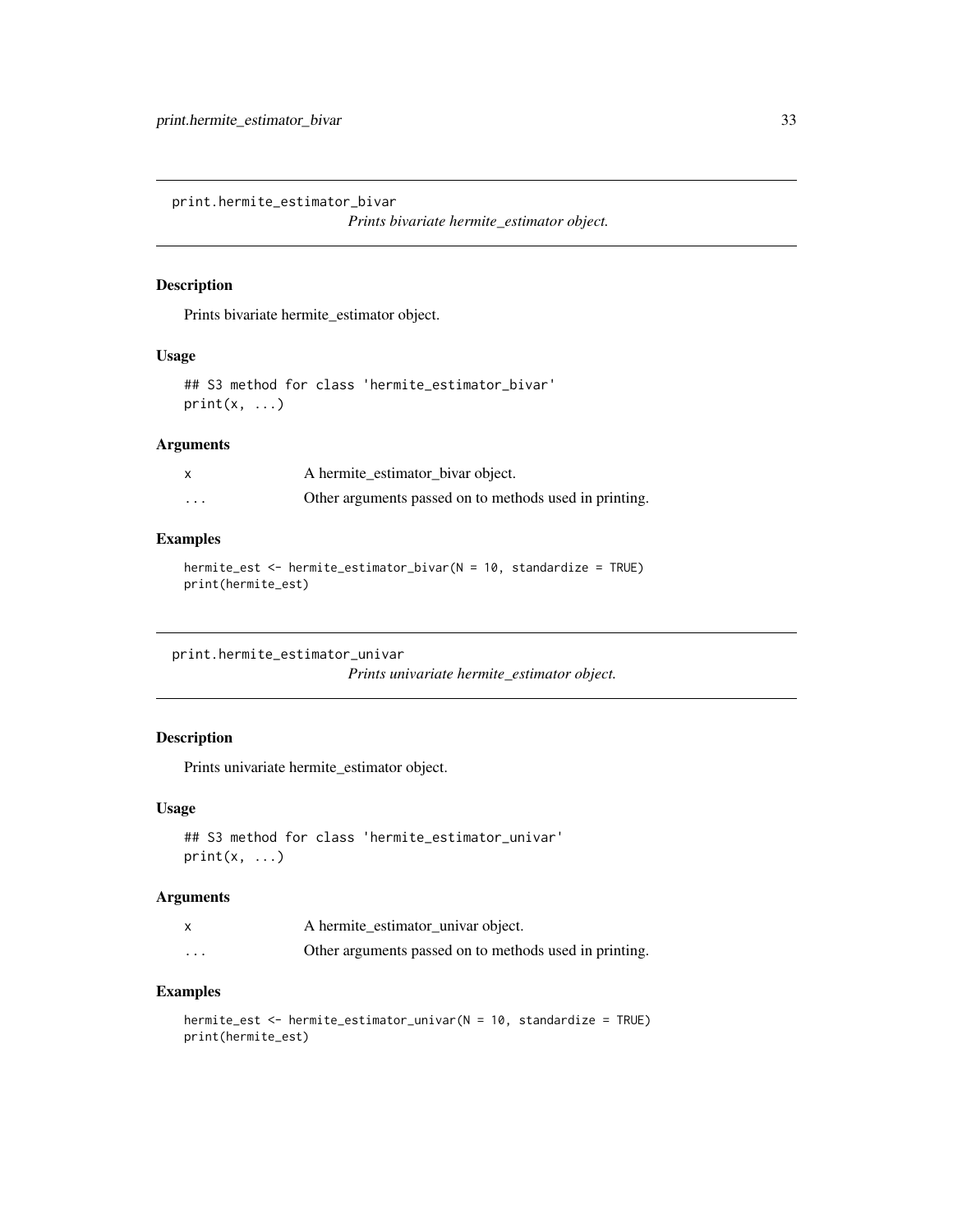## print.hermite_estimator_bivar

*Prints bivariate hermite_estimator object.*

### Description

Prints bivariate hermite_estimator object.

### Usage

```
## S3 method for class 'hermite_estimator_bivar'
print(x, ...)
```

### Arguments

| | |
|---|---|
| x | A hermite_estimator_bivar object. |
| ... | Other arguments passed on to methods used in printing. |

### Examples

```
hermite_est <- hermite_estimator_bivar(N = 10, standardize = TRUE)
print(hermite_est)
```

## print.hermite_estimator_univar

*Prints univariate hermite_estimator object.*

### Description

Prints univariate hermite_estimator object.

### Usage

```
## S3 method for class 'hermite_estimator_univar'
print(x, ...)
```

### Arguments

| | |
|---|---|
| x | A hermite_estimator_univar object. |
| ... | Other arguments passed on to methods used in printing. |

### Examples

```
hermite_est <- hermite_estimator_univar(N = 10, standardize = TRUE)
print(hermite_est)
```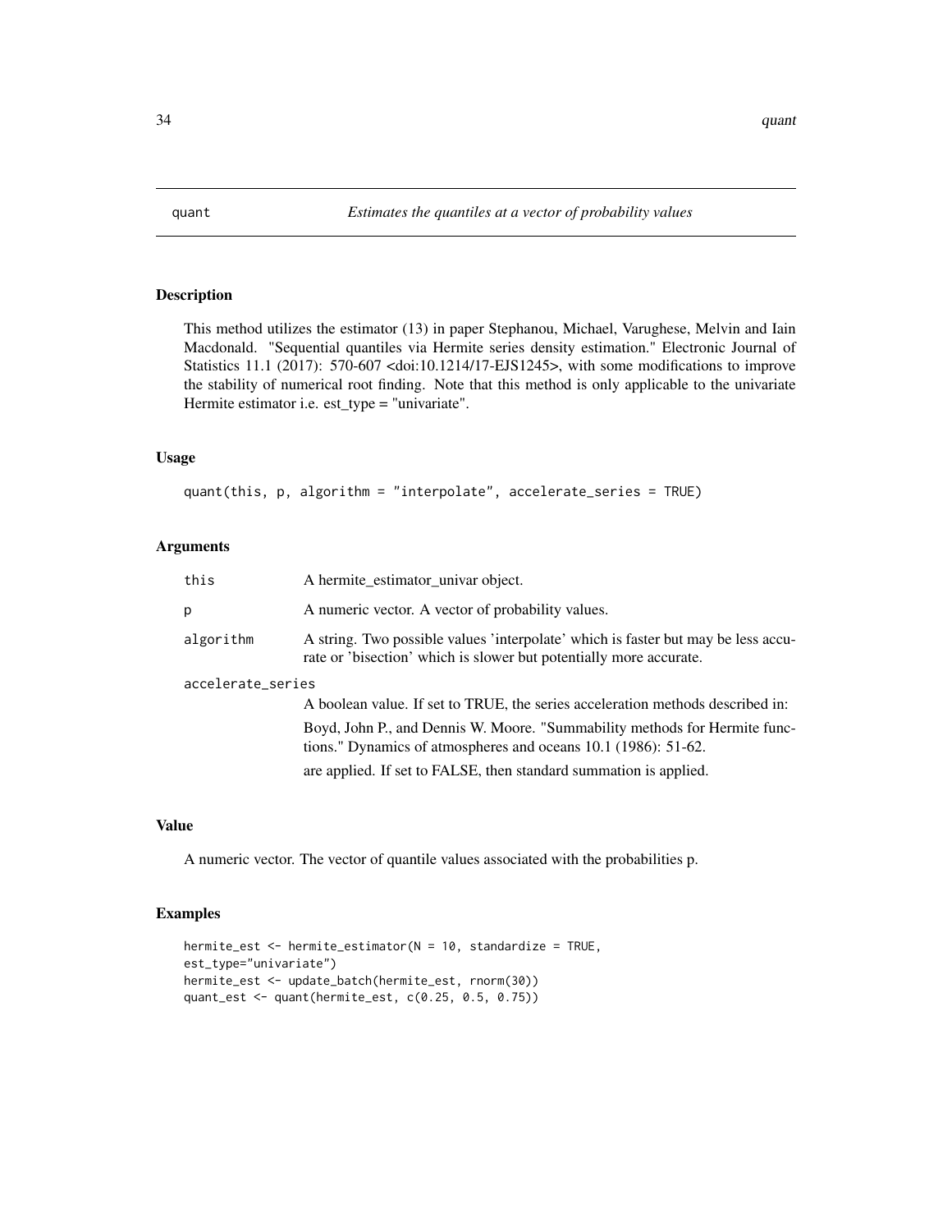# quant — *Estimates the quantiles at a vector of probability values*

## Description

This method utilizes the estimator (13) in paper Stephanou, Michael, Varughese, Melvin and Iain Macdonald. "Sequential quantiles via Hermite series density estimation." Electronic Journal of Statistics 11.1 (2017): 570-607 <doi:10.1214/17-EJS1245>, with some modifications to improve the stability of numerical root finding. Note that this method is only applicable to the univariate Hermite estimator i.e. est_type = "univariate".

## Usage

```
quant(this, p, algorithm = "interpolate", accelerate_series = TRUE)
```

## Arguments

| | |
|---|---|
| `this` | A hermite_estimator_univar object. |
| `p` | A numeric vector. A vector of probability values. |
| `algorithm` | A string. Two possible values 'interpolate' which is faster but may be less accurate or 'bisection' which is slower but potentially more accurate. |
| `accelerate_series` | A boolean value. If set to TRUE, the series acceleration methods described in: Boyd, John P., and Dennis W. Moore. "Summability methods for Hermite functions." Dynamics of atmospheres and oceans 10.1 (1986): 51-62. are applied. If set to FALSE, then standard summation is applied. |

## Value

A numeric vector. The vector of quantile values associated with the probabilities p.

## Examples

```
hermite_est <- hermite_estimator(N = 10, standardize = TRUE,
est_type="univariate")
hermite_est <- update_batch(hermite_est, rnorm(30))
quant_est <- quant(hermite_est, c(0.25, 0.5, 0.75))
```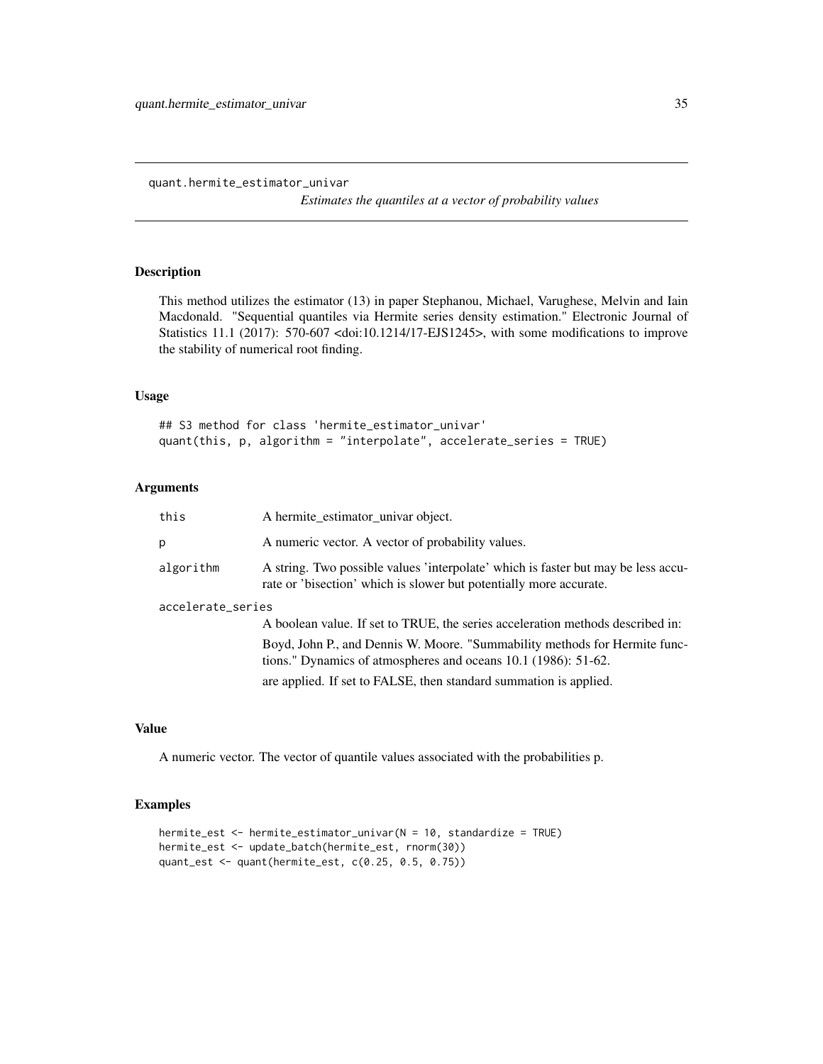# quant.hermite_estimator_univar

*Estimates the quantiles at a vector of probability values*

## Description

This method utilizes the estimator (13) in paper Stephanou, Michael, Varughese, Melvin and Iain Macdonald. "Sequential quantiles via Hermite series density estimation." Electronic Journal of Statistics 11.1 (2017): 570-607 <doi:10.1214/17-EJS1245>, with some modifications to improve the stability of numerical root finding.

## Usage

```
## S3 method for class 'hermite_estimator_univar'
quant(this, p, algorithm = "interpolate", accelerate_series = TRUE)
```

## Arguments

| | |
|---|---|
| this | A hermite_estimator_univar object. |
| p | A numeric vector. A vector of probability values. |
| algorithm | A string. Two possible values 'interpolate' which is faster but may be less accurate or 'bisection' which is slower but potentially more accurate. |
| accelerate_series | A boolean value. If set to TRUE, the series acceleration methods described in: Boyd, John P., and Dennis W. Moore. "Summability methods for Hermite functions." Dynamics of atmospheres and oceans 10.1 (1986): 51-62. are applied. If set to FALSE, then standard summation is applied. |

## Value

A numeric vector. The vector of quantile values associated with the probabilities p.

## Examples

```
hermite_est <- hermite_estimator_univar(N = 10, standardize = TRUE)
hermite_est <- update_batch(hermite_est, rnorm(30))
quant_est <- quant(hermite_est, c(0.25, 0.5, 0.75))
```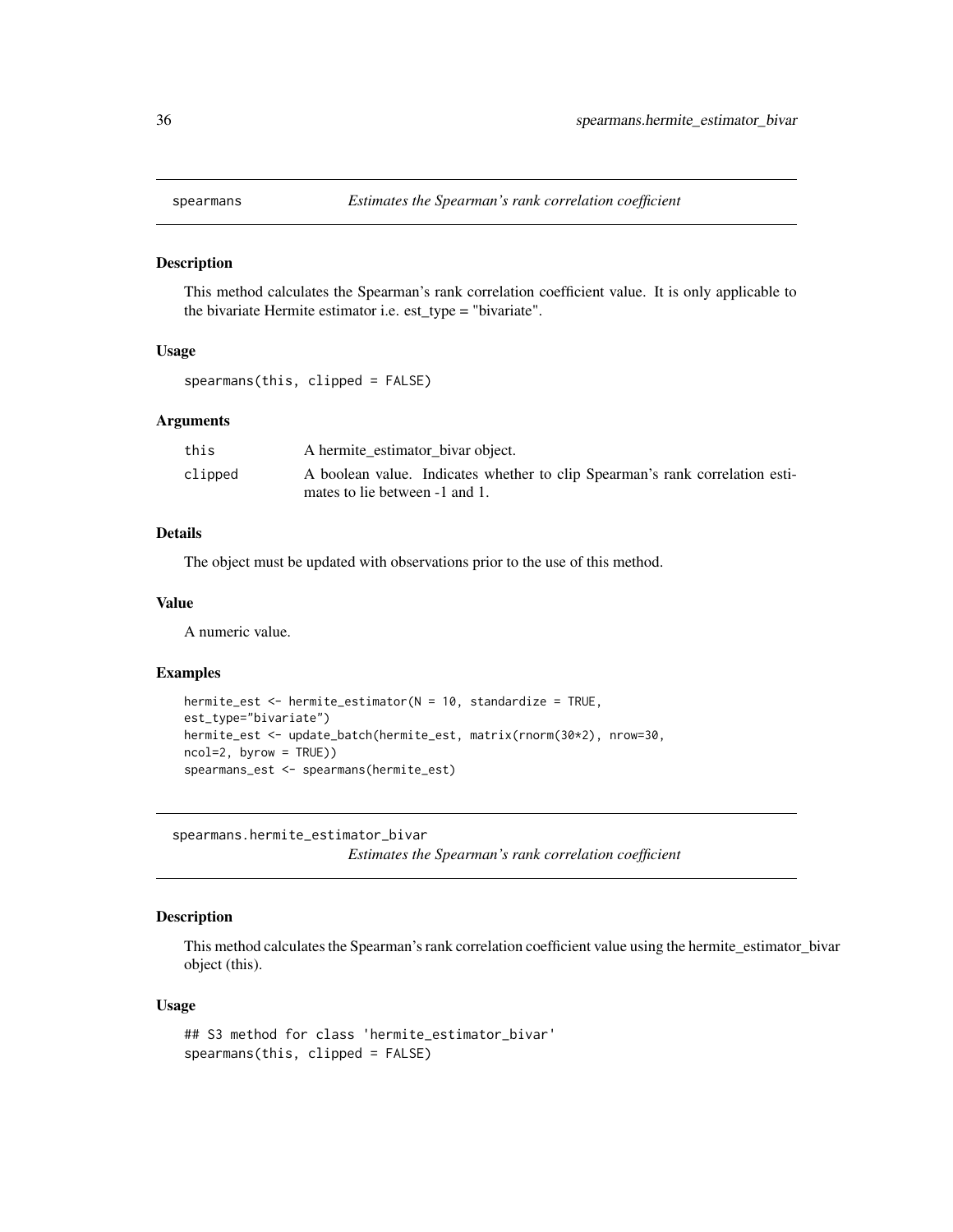## spearmans — *Estimates the Spearman's rank correlation coefficient*

### Description

This method calculates the Spearman's rank correlation coefficient value. It is only applicable to the bivariate Hermite estimator i.e. est_type = "bivariate".

### Usage

```
spearmans(this, clipped = FALSE)
```

### Arguments

| | |
|---|---|
| this | A hermite_estimator_bivar object. |
| clipped | A boolean value. Indicates whether to clip Spearman's rank correlation estimates to lie between -1 and 1. |

### Details

The object must be updated with observations prior to the use of this method.

### Value

A numeric value.

### Examples

```
hermite_est <- hermite_estimator(N = 10, standardize = TRUE,
est_type="bivariate")
hermite_est <- update_batch(hermite_est, matrix(rnorm(30*2), nrow=30,
ncol=2, byrow = TRUE))
spearmans_est <- spearmans(hermite_est)
```

## spearmans.hermite_estimator_bivar — *Estimates the Spearman's rank correlation coefficient*

### Description

This method calculates the Spearman's rank correlation coefficient value using the hermite_estimator_bivar object (this).

### Usage

```
## S3 method for class 'hermite_estimator_bivar'
spearmans(this, clipped = FALSE)
```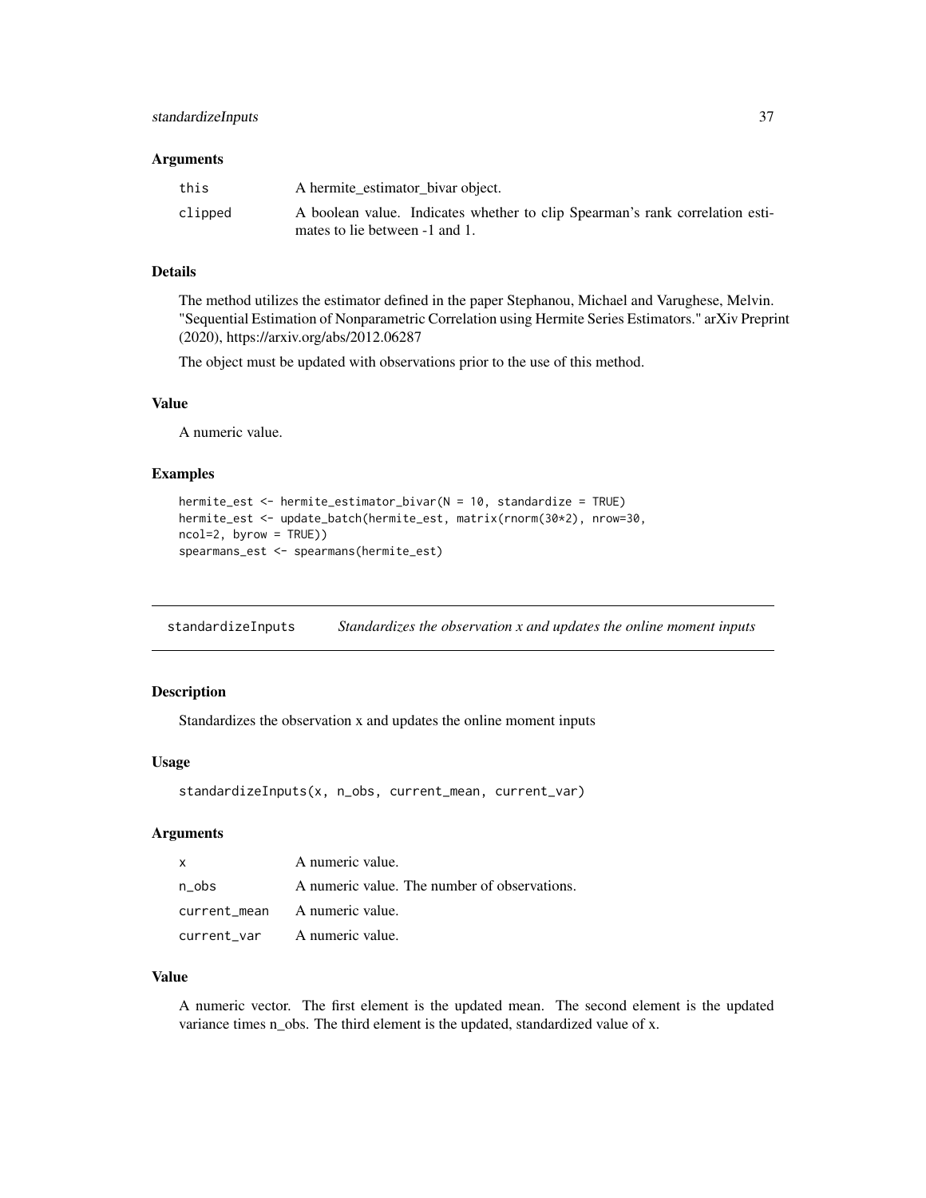### Arguments

| | |
|---|---|
| this | A hermite_estimator_bivar object. |
| clipped | A boolean value. Indicates whether to clip Spearman's rank correlation estimates to lie between -1 and 1. |

### Details

The method utilizes the estimator defined in the paper Stephanou, Michael and Varughese, Melvin. "Sequential Estimation of Nonparametric Correlation using Hermite Series Estimators." arXiv Preprint (2020), https://arxiv.org/abs/2012.06287

The object must be updated with observations prior to the use of this method.

### Value

A numeric value.

### Examples

```
hermite_est <- hermite_estimator_bivar(N = 10, standardize = TRUE)
hermite_est <- update_batch(hermite_est, matrix(rnorm(30*2), nrow=30,
ncol=2, byrow = TRUE))
spearmans_est <- spearmans(hermite_est)
```

---

## standardizeInputs *Standardizes the observation x and updates the online moment inputs*

---

### Description

Standardizes the observation x and updates the online moment inputs

### Usage

```
standardizeInputs(x, n_obs, current_mean, current_var)
```

### Arguments

| | |
|---|---|
| x | A numeric value. |
| n_obs | A numeric value. The number of observations. |
| current_mean | A numeric value. |
| current_var | A numeric value. |

### Value

A numeric vector. The first element is the updated mean. The second element is the updated variance times n_obs. The third element is the updated, standardized value of x.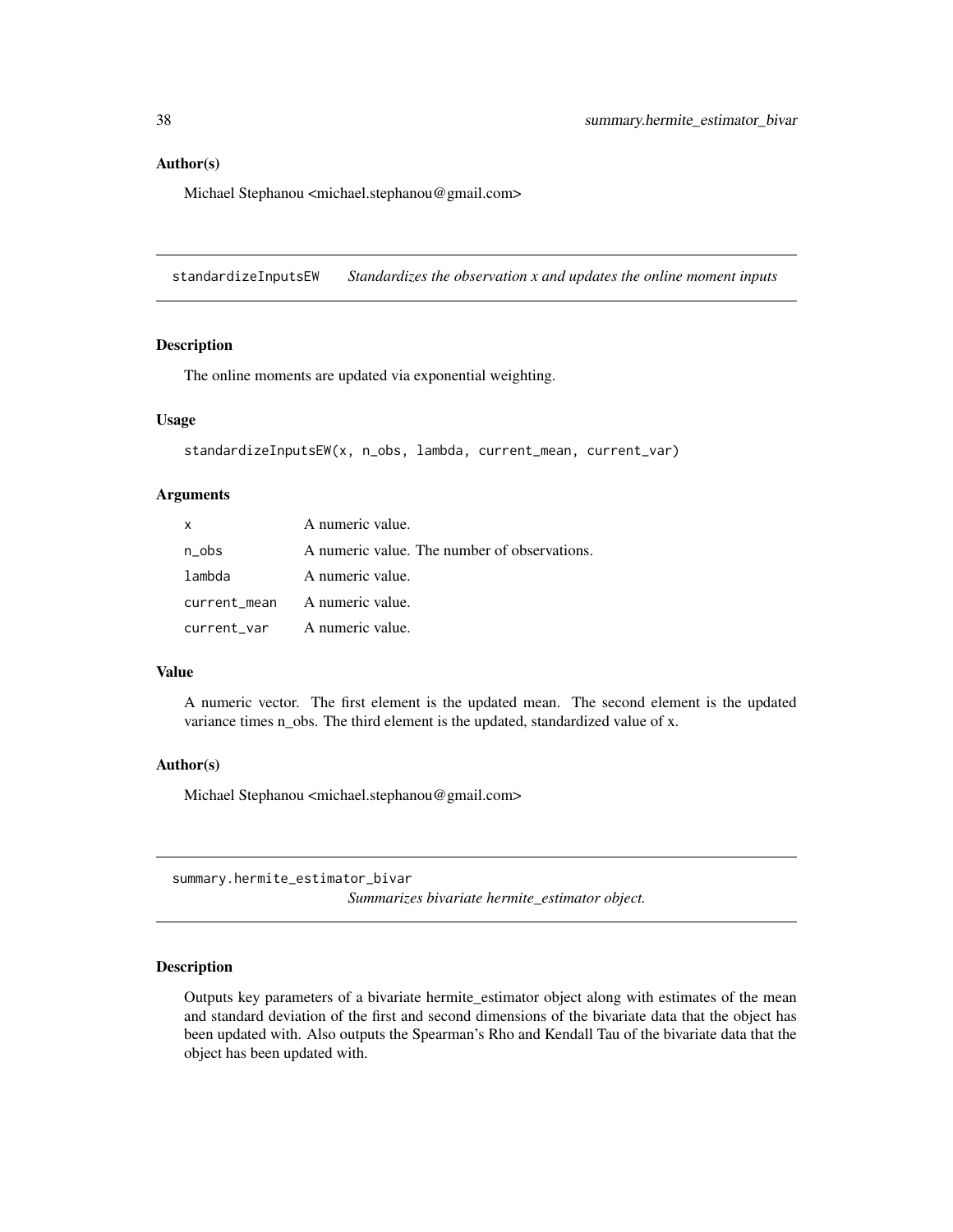### Author(s)

Michael Stephanou <michael.stephanou@gmail.com>

---

## standardizeInputsEW — *Standardizes the observation x and updates the online moment inputs*

### Description

The online moments are updated via exponential weighting.

### Usage

```
standardizeInputsEW(x, n_obs, lambda, current_mean, current_var)
```

### Arguments

| | |
|---|---|
| `x` | A numeric value. |
| `n_obs` | A numeric value. The number of observations. |
| `lambda` | A numeric value. |
| `current_mean` | A numeric value. |
| `current_var` | A numeric value. |

### Value

A numeric vector. The first element is the updated mean. The second element is the updated variance times n_obs. The third element is the updated, standardized value of x.

### Author(s)

Michael Stephanou <michael.stephanou@gmail.com>

---

## summary.hermite_estimator_bivar — *Summarizes bivariate hermite_estimator object.*

### Description

Outputs key parameters of a bivariate hermite_estimator object along with estimates of the mean and standard deviation of the first and second dimensions of the bivariate data that the object has been updated with. Also outputs the Spearman's Rho and Kendall Tau of the bivariate data that the object has been updated with.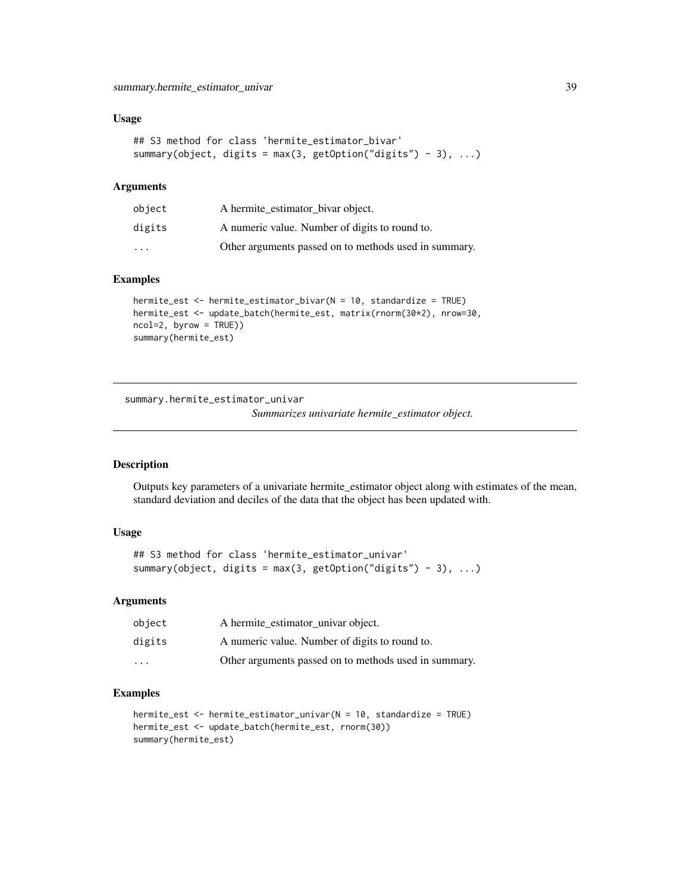### Usage

```
## S3 method for class 'hermite_estimator_bivar'
summary(object, digits = max(3, getOption("digits") - 3), ...)
```

### Arguments

| | |
|---|---|
| object | A hermite_estimator_bivar object. |
| digits | A numeric value. Number of digits to round to. |
| ... | Other arguments passed on to methods used in summary. |

### Examples

```
hermite_est <- hermite_estimator_bivar(N = 10, standardize = TRUE)
hermite_est <- update_batch(hermite_est, matrix(rnorm(30*2), nrow=30,
ncol=2, byrow = TRUE))
summary(hermite_est)
```

---

## summary.hermite_estimator_univar

*Summarizes univariate hermite_estimator object.*

### Description

Outputs key parameters of a univariate hermite_estimator object along with estimates of the mean, standard deviation and deciles of the data that the object has been updated with.

### Usage

```
## S3 method for class 'hermite_estimator_univar'
summary(object, digits = max(3, getOption("digits") - 3), ...)
```

### Arguments

| | |
|---|---|
| object | A hermite_estimator_univar object. |
| digits | A numeric value. Number of digits to round to. |
| ... | Other arguments passed on to methods used in summary. |

### Examples

```
hermite_est <- hermite_estimator_univar(N = 10, standardize = TRUE)
hermite_est <- update_batch(hermite_est, rnorm(30))
summary(hermite_est)
```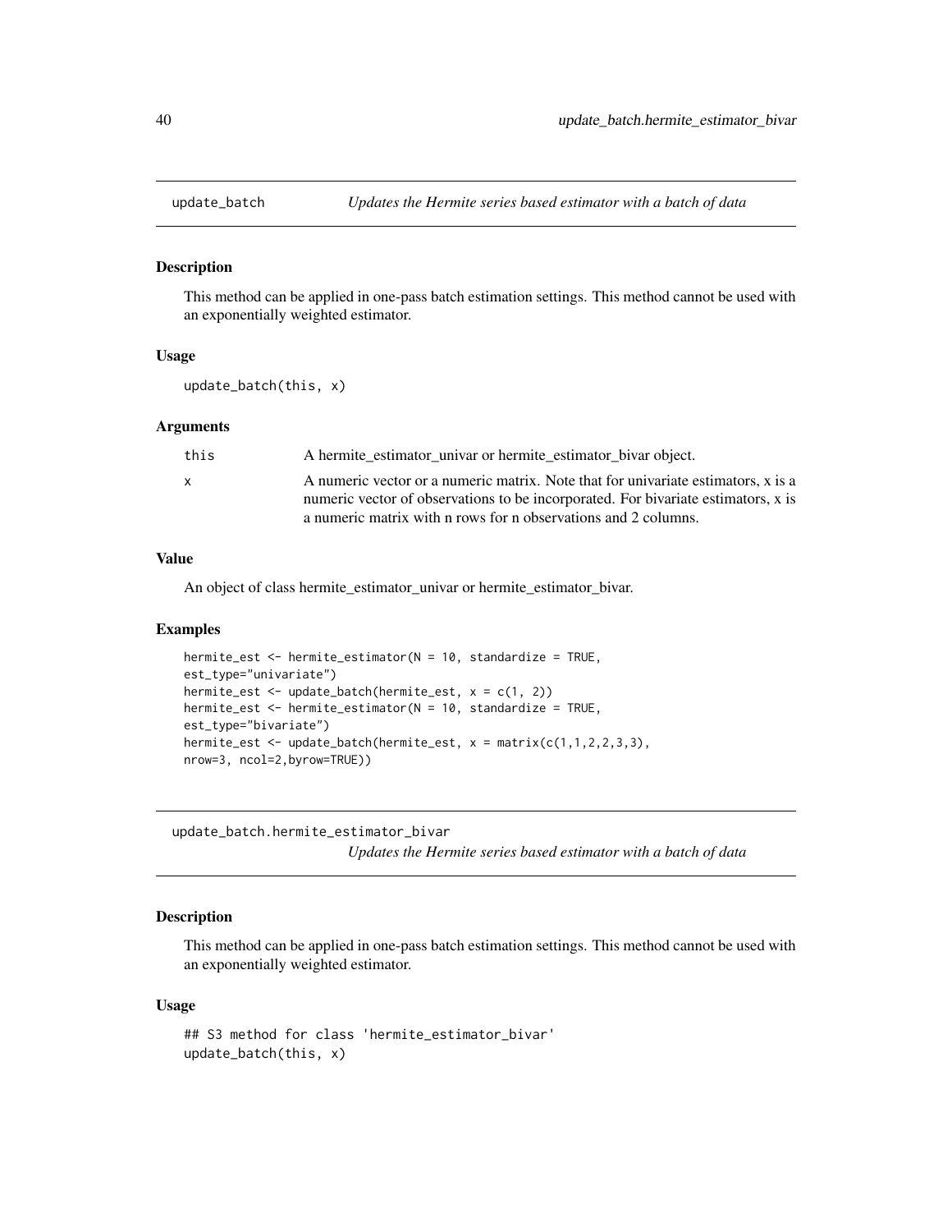## update_batch — *Updates the Hermite series based estimator with a batch of data*

### Description

This method can be applied in one-pass batch estimation settings. This method cannot be used with an exponentially weighted estimator.

### Usage

```
update_batch(this, x)
```

### Arguments

| | |
|---|---|
| this | A hermite_estimator_univar or hermite_estimator_bivar object. |
| x | A numeric vector or a numeric matrix. Note that for univariate estimators, x is a numeric vector of observations to be incorporated. For bivariate estimators, x is a numeric matrix with n rows for n observations and 2 columns. |

### Value

An object of class hermite_estimator_univar or hermite_estimator_bivar.

### Examples

```
hermite_est <- hermite_estimator(N = 10, standardize = TRUE,
est_type="univariate")
hermite_est <- update_batch(hermite_est, x = c(1, 2))
hermite_est <- hermite_estimator(N = 10, standardize = TRUE,
est_type="bivariate")
hermite_est <- update_batch(hermite_est, x = matrix(c(1,1,2,2,3,3),
nrow=3, ncol=2,byrow=TRUE))
```

## update_batch.hermite_estimator_bivar — *Updates the Hermite series based estimator with a batch of data*

### Description

This method can be applied in one-pass batch estimation settings. This method cannot be used with an exponentially weighted estimator.

### Usage

```
## S3 method for class 'hermite_estimator_bivar'
update_batch(this, x)
```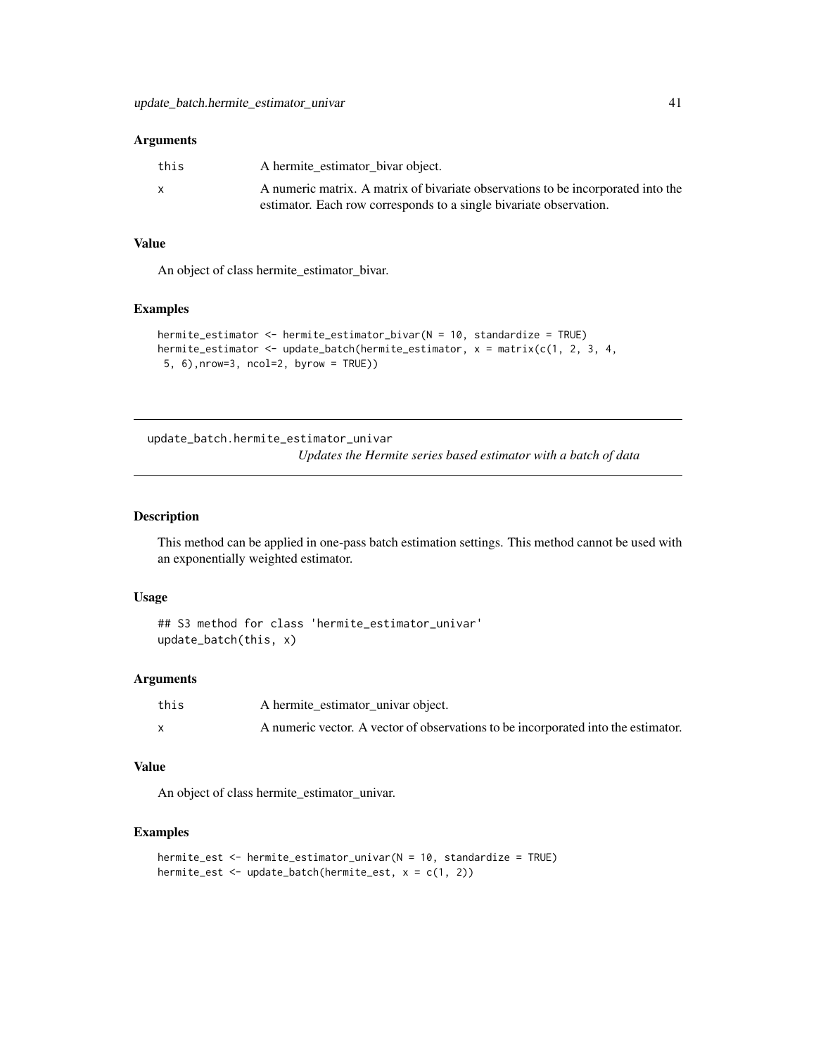### Arguments

| | |
|---|---|
| this | A hermite_estimator_bivar object. |
| x | A numeric matrix. A matrix of bivariate observations to be incorporated into the estimator. Each row corresponds to a single bivariate observation. |

### Value

An object of class hermite_estimator_bivar.

### Examples

```
hermite_estimator <- hermite_estimator_bivar(N = 10, standardize = TRUE)
hermite_estimator <- update_batch(hermite_estimator, x = matrix(c(1, 2, 3, 4,
 5, 6),nrow=3, ncol=2, byrow = TRUE))
```

---

## update_batch.hermite_estimator_univar

*Updates the Hermite series based estimator with a batch of data*

---

### Description

This method can be applied in one-pass batch estimation settings. This method cannot be used with an exponentially weighted estimator.

### Usage

```
## S3 method for class 'hermite_estimator_univar'
update_batch(this, x)
```

### Arguments

| | |
|---|---|
| this | A hermite_estimator_univar object. |
| x | A numeric vector. A vector of observations to be incorporated into the estimator. |

### Value

An object of class hermite_estimator_univar.

### Examples

```
hermite_est <- hermite_estimator_univar(N = 10, standardize = TRUE)
hermite_est <- update_batch(hermite_est, x = c(1, 2))
```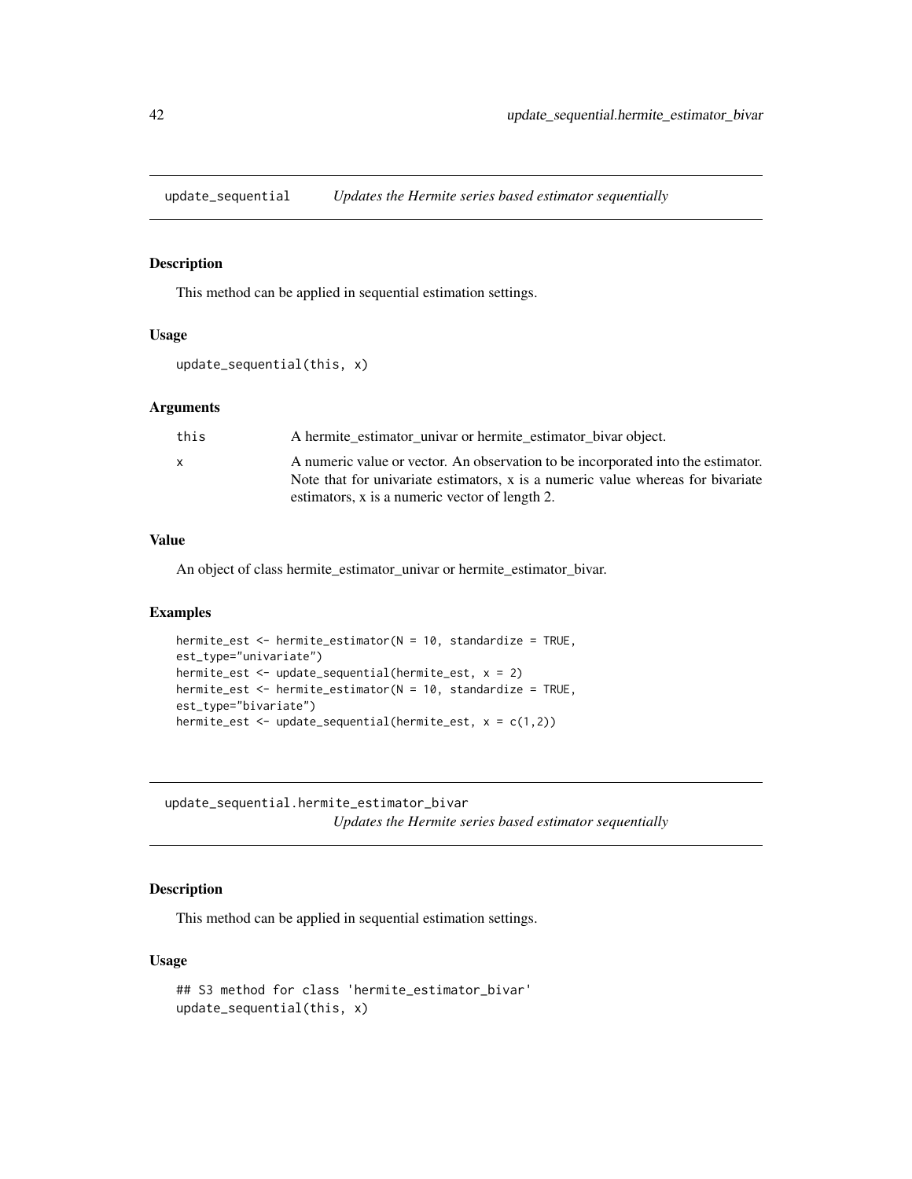## update_sequential — *Updates the Hermite series based estimator sequentially*

### Description

This method can be applied in sequential estimation settings.

### Usage

```
update_sequential(this, x)
```

### Arguments

| | |
|---|---|
| this | A hermite_estimator_univar or hermite_estimator_bivar object. |
| x | A numeric value or vector. An observation to be incorporated into the estimator. Note that for univariate estimators, x is a numeric value whereas for bivariate estimators, x is a numeric vector of length 2. |

### Value

An object of class hermite_estimator_univar or hermite_estimator_bivar.

### Examples

```
hermite_est <- hermite_estimator(N = 10, standardize = TRUE,
est_type="univariate")
hermite_est <- update_sequential(hermite_est, x = 2)
hermite_est <- hermite_estimator(N = 10, standardize = TRUE,
est_type="bivariate")
hermite_est <- update_sequential(hermite_est, x = c(1,2))
```

## update_sequential.hermite_estimator_bivar — *Updates the Hermite series based estimator sequentially*

### Description

This method can be applied in sequential estimation settings.

### Usage

```
## S3 method for class 'hermite_estimator_bivar'
update_sequential(this, x)
```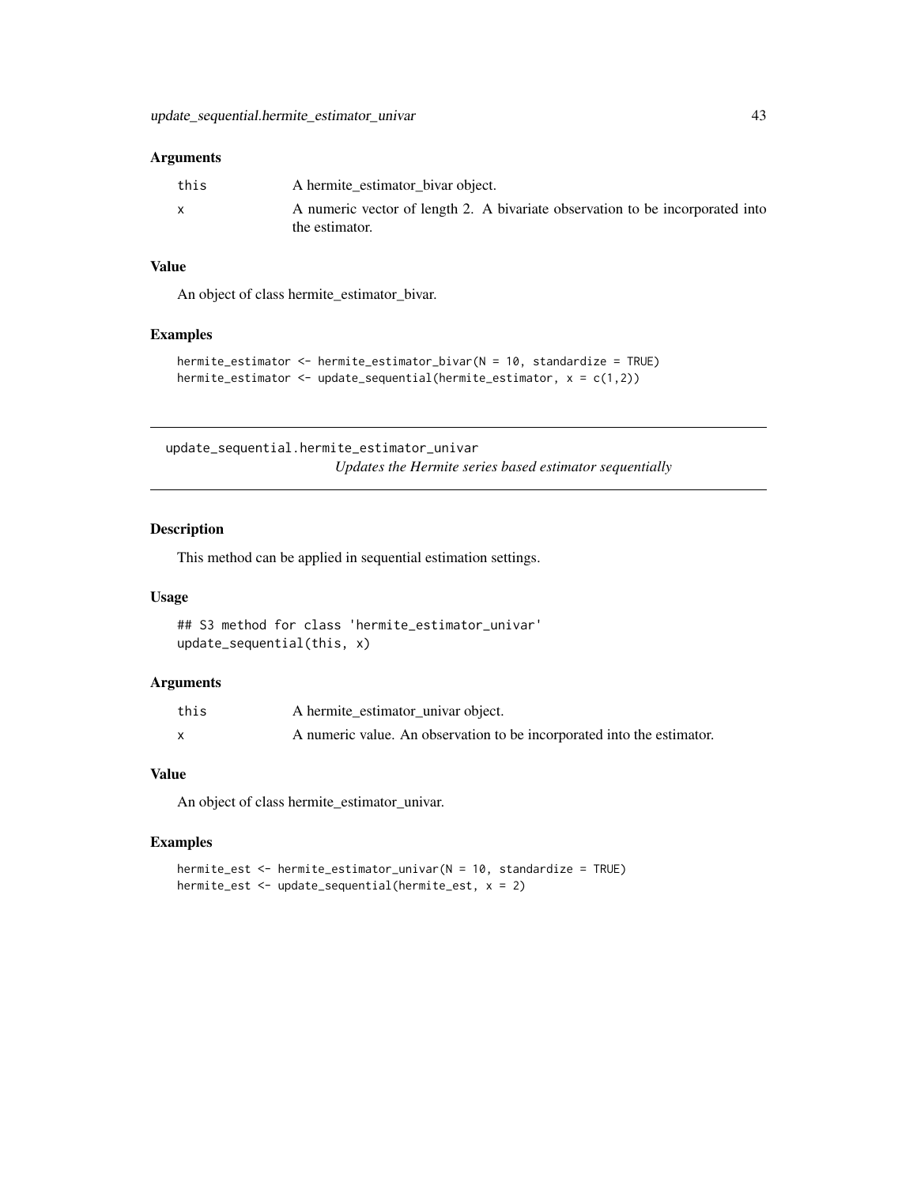### Arguments

| | |
|---|---|
| this | A hermite_estimator_bivar object. |
| x | A numeric vector of length 2. A bivariate observation to be incorporated into the estimator. |

### Value

An object of class hermite_estimator_bivar.

### Examples

```
hermite_estimator <- hermite_estimator_bivar(N = 10, standardize = TRUE)
hermite_estimator <- update_sequential(hermite_estimator, x = c(1,2))
```

---

## update_sequential.hermite_estimator_univar

*Updates the Hermite series based estimator sequentially*

---

### Description

This method can be applied in sequential estimation settings.

### Usage

```
## S3 method for class 'hermite_estimator_univar'
update_sequential(this, x)
```

### Arguments

| | |
|---|---|
| this | A hermite_estimator_univar object. |
| x | A numeric value. An observation to be incorporated into the estimator. |

### Value

An object of class hermite_estimator_univar.

### Examples

```
hermite_est <- hermite_estimator_univar(N = 10, standardize = TRUE)
hermite_est <- update_sequential(hermite_est, x = 2)
```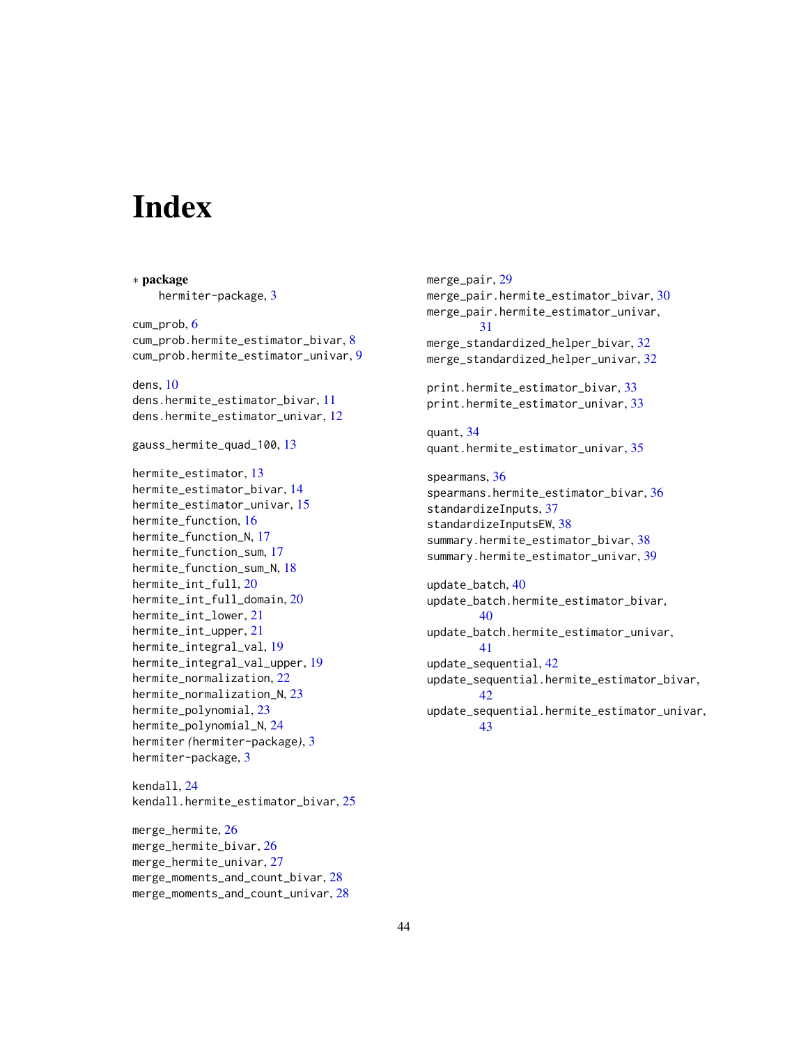# Index

∗ **package**
    hermiter-package, 3

cum_prob, 6
cum_prob.hermite_estimator_bivar, 8
cum_prob.hermite_estimator_univar, 9

dens, 10
dens.hermite_estimator_bivar, 11
dens.hermite_estimator_univar, 12

gauss_hermite_quad_100, 13

hermite_estimator, 13
hermite_estimator_bivar, 14
hermite_estimator_univar, 15
hermite_function, 16
hermite_function_N, 17
hermite_function_sum, 17
hermite_function_sum_N, 18
hermite_int_full, 20
hermite_int_full_domain, 20
hermite_int_lower, 21
hermite_int_upper, 21
hermite_integral_val, 19
hermite_integral_val_upper, 19
hermite_normalization, 22
hermite_normalization_N, 23
hermite_polynomial, 23
hermite_polynomial_N, 24
hermiter *(*hermiter-package*)*, 3
hermiter-package, 3

kendall, 24
kendall.hermite_estimator_bivar, 25

merge_hermite, 26
merge_hermite_bivar, 26
merge_hermite_univar, 27
merge_moments_and_count_bivar, 28
merge_moments_and_count_univar, 28
merge_pair, 29
merge_pair.hermite_estimator_bivar, 30
merge_pair.hermite_estimator_univar, 31
merge_standardized_helper_bivar, 32
merge_standardized_helper_univar, 32

print.hermite_estimator_bivar, 33
print.hermite_estimator_univar, 33

quant, 34
quant.hermite_estimator_univar, 35

spearmans, 36
spearmans.hermite_estimator_bivar, 36
standardizeInputs, 37
standardizeInputsEW, 38
summary.hermite_estimator_bivar, 38
summary.hermite_estimator_univar, 39

update_batch, 40
update_batch.hermite_estimator_bivar, 40
update_batch.hermite_estimator_univar, 41
update_sequential, 42
update_sequential.hermite_estimator_bivar, 42
update_sequential.hermite_estimator_univar, 43